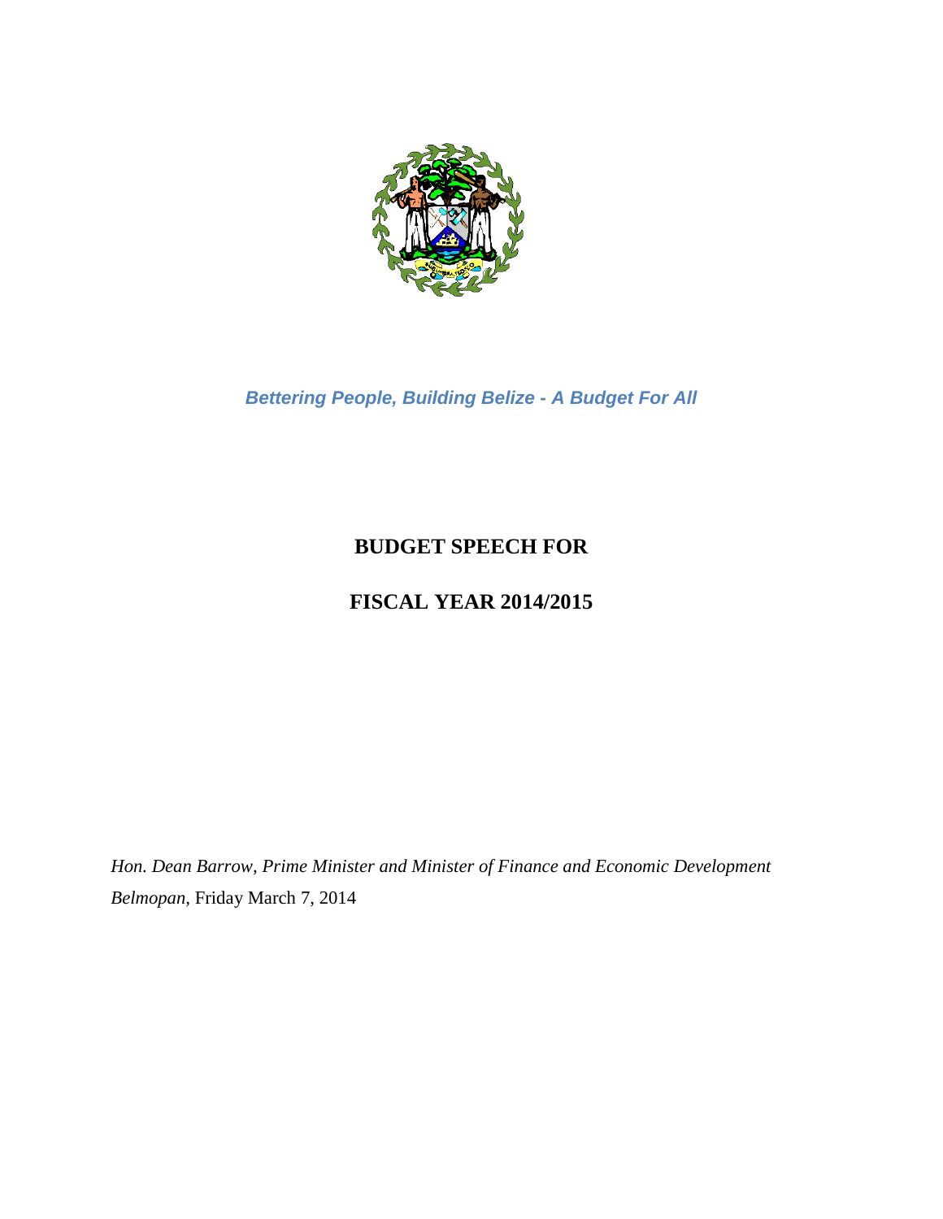***Bettering People, Building Belize - A Budget For All***

# BUDGET SPEECH FOR

# FISCAL YEAR 2014/2015

*Hon. Dean Barrow, Prime Minister and Minister of Finance and Economic Development*

*Belmopan,* Friday March 7, 2014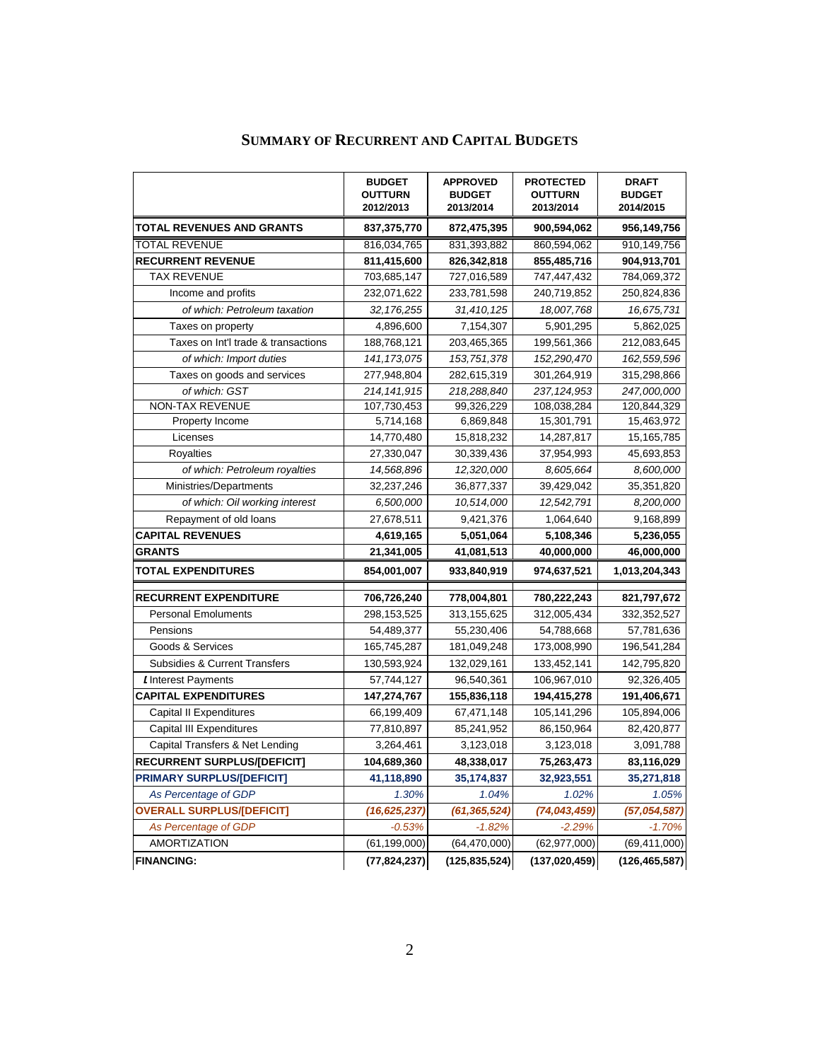## SUMMARY OF RECURRENT AND CAPITAL BUDGETS

| | BUDGET OUTTURN 2012/2013 | APPROVED BUDGET 2013/2014 | PROTECTED OUTTURN 2013/2014 | DRAFT BUDGET 2014/2015 |
|---|---|---|---|---|
| **TOTAL REVENUES AND GRANTS** | **837,375,770** | **872,475,395** | **900,594,062** | **956,149,756** |
| TOTAL REVENUE | 816,034,765 | 831,393,882 | 860,594,062 | 910,149,756 |
| **RECURRENT REVENUE** | **811,415,600** | **826,342,818** | **855,485,716** | **904,913,701** |
| TAX REVENUE | 703,685,147 | 727,016,589 | 747,447,432 | 784,069,372 |
| Income and profits | 232,071,622 | 233,781,598 | 240,719,852 | 250,824,836 |
| *of which: Petroleum taxation* | *32,176,255* | *31,410,125* | *18,007,768* | *16,675,731* |
| Taxes on property | 4,896,600 | 7,154,307 | 5,901,295 | 5,862,025 |
| Taxes on Int'l trade & transactions | 188,768,121 | 203,465,365 | 199,561,366 | 212,083,645 |
| *of which: Import duties* | *141,173,075* | *153,751,378* | *152,290,470* | *162,559,596* |
| Taxes on goods and services | 277,948,804 | 282,615,319 | 301,264,919 | 315,298,866 |
| *of which: GST* | *214,141,915* | *218,288,840* | *237,124,953* | *247,000,000* |
| NON-TAX REVENUE | 107,730,453 | 99,326,229 | 108,038,284 | 120,844,329 |
| Property Income | 5,714,168 | 6,869,848 | 15,301,791 | 15,463,972 |
| Licenses | 14,770,480 | 15,818,232 | 14,287,817 | 15,165,785 |
| Royalties | 27,330,047 | 30,339,436 | 37,954,993 | 45,693,853 |
| *of which: Petroleum royalties* | *14,568,896* | *12,320,000* | *8,605,664* | *8,600,000* |
| Ministries/Departments | 32,237,246 | 36,877,337 | 39,429,042 | 35,351,820 |
| *of which: Oil working interest* | *6,500,000* | *10,514,000* | *12,542,791* | *8,200,000* |
| Repayment of old loans | 27,678,511 | 9,421,376 | 1,064,640 | 9,168,899 |
| **CAPITAL REVENUES** | **4,619,165** | **5,051,064** | **5,108,346** | **5,236,055** |
| **GRANTS** | **21,341,005** | **41,081,513** | **40,000,000** | **46,000,000** |
| **TOTAL EXPENDITURES** | **854,001,007** | **933,840,919** | **974,637,521** | **1,013,204,343** |
| **RECURRENT EXPENDITURE** | **706,726,240** | **778,004,801** | **780,222,243** | **821,797,672** |
| Personal Emoluments | 298,153,525 | 313,155,625 | 312,005,434 | 332,352,527 |
| Pensions | 54,489,377 | 55,230,406 | 54,788,668 | 57,781,636 |
| Goods & Services | 165,745,287 | 181,049,248 | 173,008,990 | 196,541,284 |
| Subsidies & Current Transfers | 130,593,924 | 132,029,161 | 133,452,141 | 142,795,820 |
| Interest Payments | 57,744,127 | 96,540,361 | 106,967,010 | 92,326,405 |
| **CAPITAL EXPENDITURES** | **147,274,767** | **155,836,118** | **194,415,278** | **191,406,671** |
| Capital II Expenditures | 66,199,409 | 67,471,148 | 105,141,296 | 105,894,006 |
| Capital III Expenditures | 77,810,897 | 85,241,952 | 86,150,964 | 82,420,877 |
| Capital Transfers & Net Lending | 3,264,461 | 3,123,018 | 3,123,018 | 3,091,788 |
| **RECURRENT SURPLUS/[DEFICIT]** | **104,689,360** | **48,338,017** | **75,263,473** | **83,116,029** |
| **PRIMARY SURPLUS/[DEFICIT]** | **41,118,890** | **35,174,837** | **32,923,551** | **35,271,818** |
| *As Percentage of GDP* | *1.30%* | *1.04%* | *1.02%* | *1.05%* |
| **OVERALL SURPLUS/[DEFICIT]** | ***(16,625,237)*** | ***(61,365,524)*** | ***(74,043,459)*** | ***(57,054,587)*** |
| *As Percentage of GDP* | *-0.53%* | *-1.82%* | *-2.29%* | *-1.70%* |
| AMORTIZATION | (61,199,000) | (64,470,000) | (62,977,000) | (69,411,000) |
| **FINANCING:** | **(77,824,237)** | **(125,835,524)** | **(137,020,459)** | **(126,465,587)** |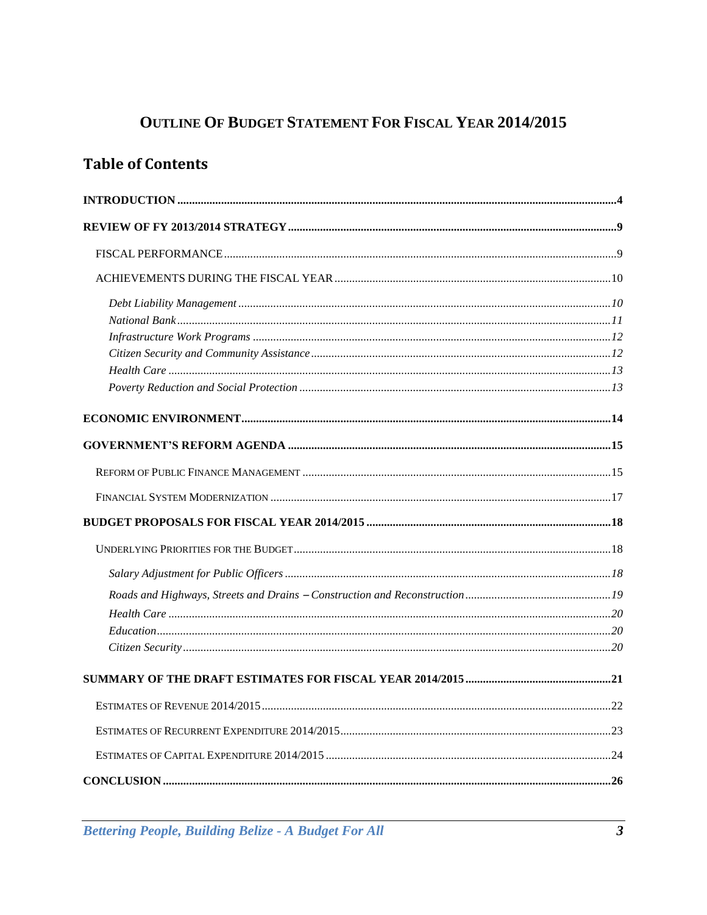# OUTLINE OF BUDGET STATEMENT FOR FISCAL YEAR 2014/2015

## Table of Contents

**INTRODUCTION** .......... **4**

**REVIEW OF FY 2013/2014 STRATEGY** .......... **9**

FISCAL PERFORMANCE .......... 9

ACHIEVEMENTS DURING THE FISCAL YEAR .......... 10

*Debt Liability Management* .......... *10*
*National Bank* .......... *11*
*Infrastructure Work Programs* .......... *12*
*Citizen Security and Community Assistance* .......... *12*
*Health Care* .......... *13*
*Poverty Reduction and Social Protection* .......... *13*

**ECONOMIC ENVIRONMENT** .......... **14**

**GOVERNMENT'S REFORM AGENDA** .......... **15**

REFORM OF PUBLIC FINANCE MANAGEMENT .......... 15

FINANCIAL SYSTEM MODERNIZATION .......... 17

**BUDGET PROPOSALS FOR FISCAL YEAR 2014/2015** .......... **18**

UNDERLYING PRIORITIES FOR THE BUDGET .......... 18

*Salary Adjustment for Public Officers* .......... *18*

*Roads and Highways, Streets and Drains – Construction and Reconstruction* .......... *19*

*Health Care* .......... *20*
*Education* .......... *20*
*Citizen Security* .......... *20*

**SUMMARY OF THE DRAFT ESTIMATES FOR FISCAL YEAR 2014/2015** .......... **21**

ESTIMATES OF REVENUE 2014/2015 .......... 22

ESTIMATES OF RECURRENT EXPENDITURE 2014/2015 .......... 23

ESTIMATES OF CAPITAL EXPENDITURE 2014/2015 .......... 24

**CONCLUSION** .......... **26**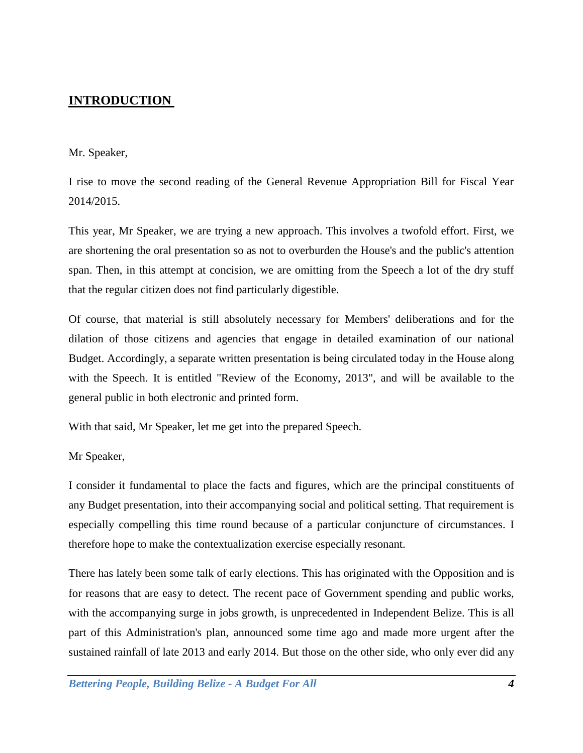# INTRODUCTION

Mr. Speaker,

I rise to move the second reading of the General Revenue Appropriation Bill for Fiscal Year 2014/2015.

This year, Mr Speaker, we are trying a new approach. This involves a twofold effort. First, we are shortening the oral presentation so as not to overburden the House's and the public's attention span. Then, in this attempt at concision, we are omitting from the Speech a lot of the dry stuff that the regular citizen does not find particularly digestible.

Of course, that material is still absolutely necessary for Members' deliberations and for the dilation of those citizens and agencies that engage in detailed examination of our national Budget. Accordingly, a separate written presentation is being circulated today in the House along with the Speech. It is entitled "Review of the Economy, 2013", and will be available to the general public in both electronic and printed form.

With that said, Mr Speaker, let me get into the prepared Speech.

Mr Speaker,

I consider it fundamental to place the facts and figures, which are the principal constituents of any Budget presentation, into their accompanying social and political setting. That requirement is especially compelling this time round because of a particular conjuncture of circumstances. I therefore hope to make the contextualization exercise especially resonant.

There has lately been some talk of early elections. This has originated with the Opposition and is for reasons that are easy to detect. The recent pace of Government spending and public works, with the accompanying surge in jobs growth, is unprecedented in Independent Belize. This is all part of this Administration's plan, announced some time ago and made more urgent after the sustained rainfall of late 2013 and early 2014. But those on the other side, who only ever did any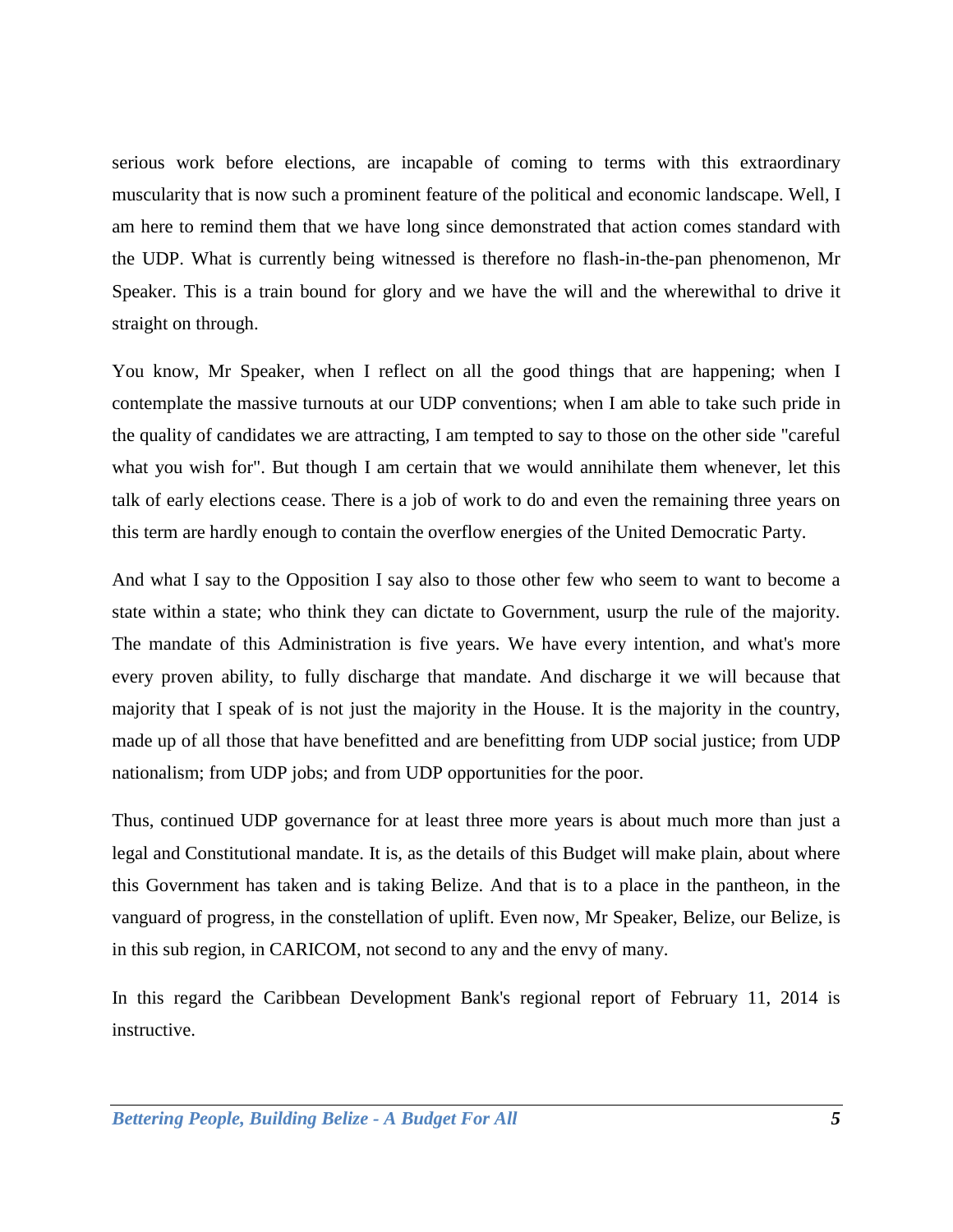serious work before elections, are incapable of coming to terms with this extraordinary muscularity that is now such a prominent feature of the political and economic landscape. Well, I am here to remind them that we have long since demonstrated that action comes standard with the UDP. What is currently being witnessed is therefore no flash-in-the-pan phenomenon, Mr Speaker. This is a train bound for glory and we have the will and the wherewithal to drive it straight on through.

You know, Mr Speaker, when I reflect on all the good things that are happening; when I contemplate the massive turnouts at our UDP conventions; when I am able to take such pride in the quality of candidates we are attracting, I am tempted to say to those on the other side "careful what you wish for". But though I am certain that we would annihilate them whenever, let this talk of early elections cease. There is a job of work to do and even the remaining three years on this term are hardly enough to contain the overflow energies of the United Democratic Party.

And what I say to the Opposition I say also to those other few who seem to want to become a state within a state; who think they can dictate to Government, usurp the rule of the majority. The mandate of this Administration is five years. We have every intention, and what's more every proven ability, to fully discharge that mandate. And discharge it we will because that majority that I speak of is not just the majority in the House. It is the majority in the country, made up of all those that have benefitted and are benefitting from UDP social justice; from UDP nationalism; from UDP jobs; and from UDP opportunities for the poor.

Thus, continued UDP governance for at least three more years is about much more than just a legal and Constitutional mandate. It is, as the details of this Budget will make plain, about where this Government has taken and is taking Belize. And that is to a place in the pantheon, in the vanguard of progress, in the constellation of uplift. Even now, Mr Speaker, Belize, our Belize, is in this sub region, in CARICOM, not second to any and the envy of many.

In this regard the Caribbean Development Bank's regional report of February 11, 2014 is instructive.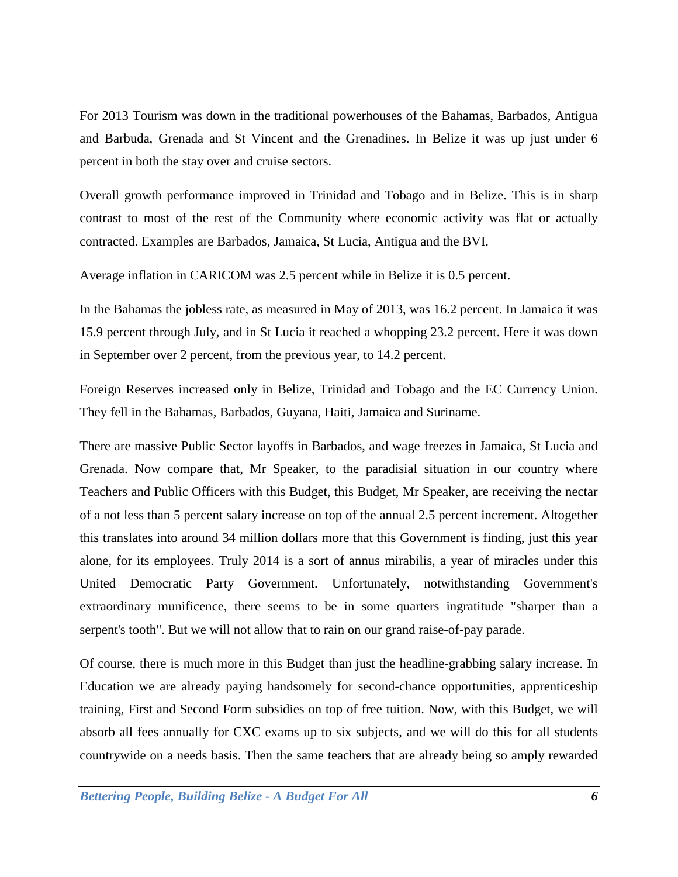For 2013 Tourism was down in the traditional powerhouses of the Bahamas, Barbados, Antigua and Barbuda, Grenada and St Vincent and the Grenadines. In Belize it was up just under 6 percent in both the stay over and cruise sectors.

Overall growth performance improved in Trinidad and Tobago and in Belize. This is in sharp contrast to most of the rest of the Community where economic activity was flat or actually contracted. Examples are Barbados, Jamaica, St Lucia, Antigua and the BVI.

Average inflation in CARICOM was 2.5 percent while in Belize it is 0.5 percent.

In the Bahamas the jobless rate, as measured in May of 2013, was 16.2 percent. In Jamaica it was 15.9 percent through July, and in St Lucia it reached a whopping 23.2 percent. Here it was down in September over 2 percent, from the previous year, to 14.2 percent.

Foreign Reserves increased only in Belize, Trinidad and Tobago and the EC Currency Union. They fell in the Bahamas, Barbados, Guyana, Haiti, Jamaica and Suriname.

There are massive Public Sector layoffs in Barbados, and wage freezes in Jamaica, St Lucia and Grenada. Now compare that, Mr Speaker, to the paradisial situation in our country where Teachers and Public Officers with this Budget, this Budget, Mr Speaker, are receiving the nectar of a not less than 5 percent salary increase on top of the annual 2.5 percent increment. Altogether this translates into around 34 million dollars more that this Government is finding, just this year alone, for its employees. Truly 2014 is a sort of annus mirabilis, a year of miracles under this United Democratic Party Government. Unfortunately, notwithstanding Government's extraordinary munificence, there seems to be in some quarters ingratitude "sharper than a serpent's tooth". But we will not allow that to rain on our grand raise-of-pay parade.

Of course, there is much more in this Budget than just the headline-grabbing salary increase. In Education we are already paying handsomely for second-chance opportunities, apprenticeship training, First and Second Form subsidies on top of free tuition. Now, with this Budget, we will absorb all fees annually for CXC exams up to six subjects, and we will do this for all students countrywide on a needs basis. Then the same teachers that are already being so amply rewarded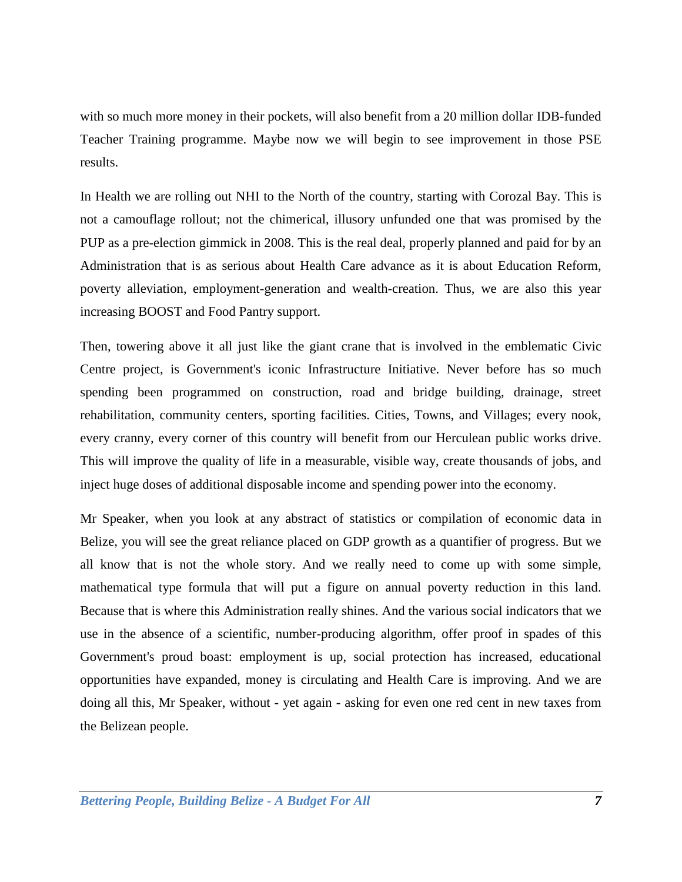with so much more money in their pockets, will also benefit from a 20 million dollar IDB-funded Teacher Training programme. Maybe now we will begin to see improvement in those PSE results.

In Health we are rolling out NHI to the North of the country, starting with Corozal Bay. This is not a camouflage rollout; not the chimerical, illusory unfunded one that was promised by the PUP as a pre-election gimmick in 2008. This is the real deal, properly planned and paid for by an Administration that is as serious about Health Care advance as it is about Education Reform, poverty alleviation, employment-generation and wealth-creation. Thus, we are also this year increasing BOOST and Food Pantry support.

Then, towering above it all just like the giant crane that is involved in the emblematic Civic Centre project, is Government's iconic Infrastructure Initiative. Never before has so much spending been programmed on construction, road and bridge building, drainage, street rehabilitation, community centers, sporting facilities. Cities, Towns, and Villages; every nook, every cranny, every corner of this country will benefit from our Herculean public works drive. This will improve the quality of life in a measurable, visible way, create thousands of jobs, and inject huge doses of additional disposable income and spending power into the economy.

Mr Speaker, when you look at any abstract of statistics or compilation of economic data in Belize, you will see the great reliance placed on GDP growth as a quantifier of progress. But we all know that is not the whole story. And we really need to come up with some simple, mathematical type formula that will put a figure on annual poverty reduction in this land. Because that is where this Administration really shines. And the various social indicators that we use in the absence of a scientific, number-producing algorithm, offer proof in spades of this Government's proud boast: employment is up, social protection has increased, educational opportunities have expanded, money is circulating and Health Care is improving. And we are doing all this, Mr Speaker, without - yet again - asking for even one red cent in new taxes from the Belizean people.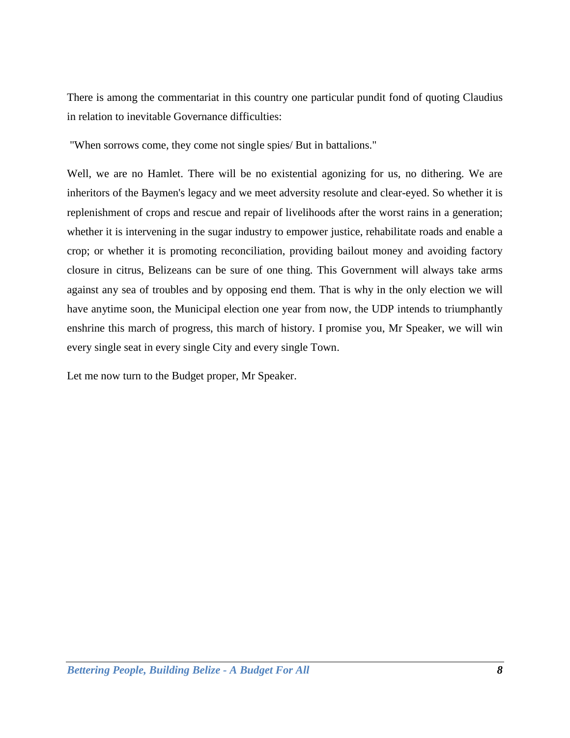There is among the commentariat in this country one particular pundit fond of quoting Claudius in relation to inevitable Governance difficulties:

"When sorrows come, they come not single spies/ But in battalions."

Well, we are no Hamlet. There will be no existential agonizing for us, no dithering. We are inheritors of the Baymen's legacy and we meet adversity resolute and clear-eyed. So whether it is replenishment of crops and rescue and repair of livelihoods after the worst rains in a generation; whether it is intervening in the sugar industry to empower justice, rehabilitate roads and enable a crop; or whether it is promoting reconciliation, providing bailout money and avoiding factory closure in citrus, Belizeans can be sure of one thing. This Government will always take arms against any sea of troubles and by opposing end them. That is why in the only election we will have anytime soon, the Municipal election one year from now, the UDP intends to triumphantly enshrine this march of progress, this march of history. I promise you, Mr Speaker, we will win every single seat in every single City and every single Town.

Let me now turn to the Budget proper, Mr Speaker.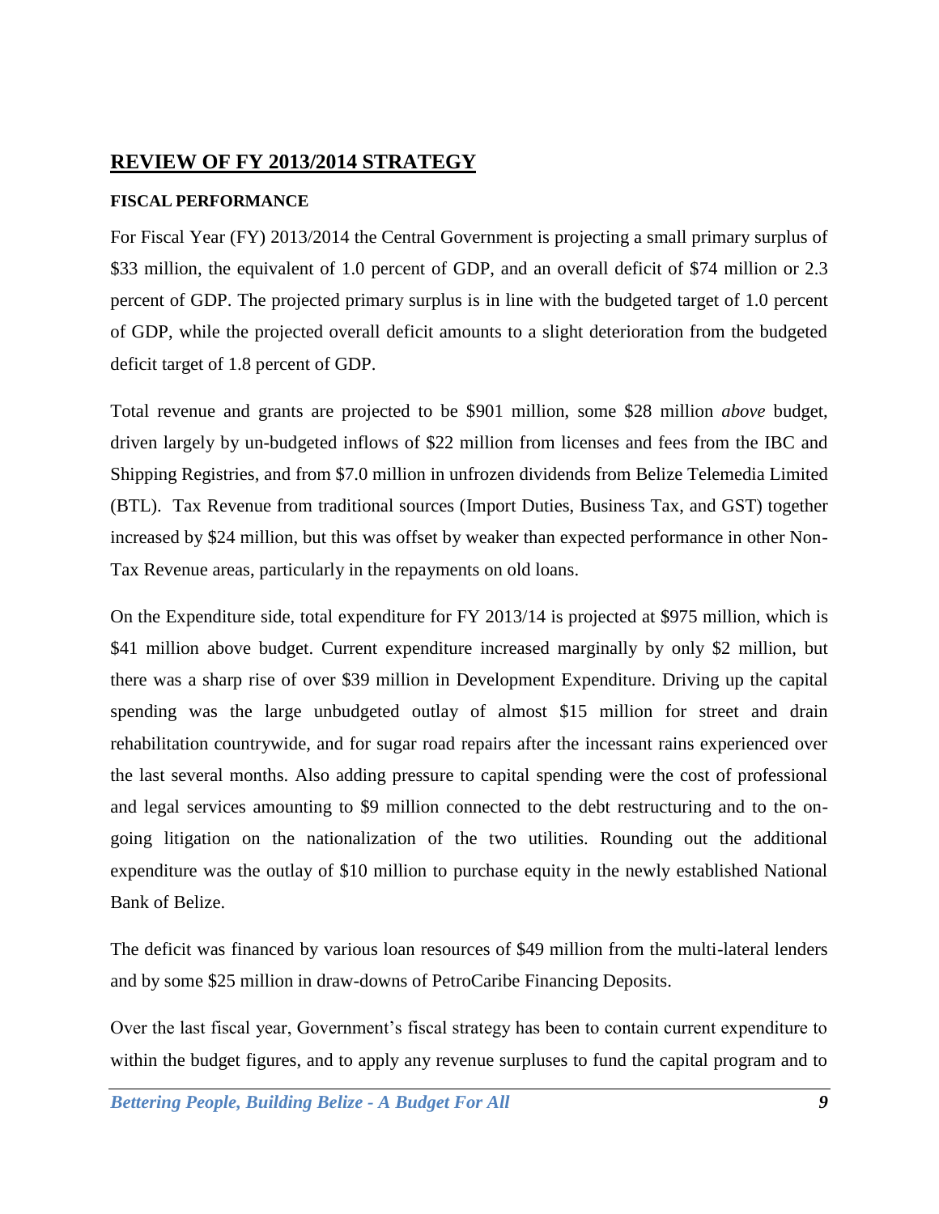## REVIEW OF FY 2013/2014 STRATEGY

### FISCAL PERFORMANCE

For Fiscal Year (FY) 2013/2014 the Central Government is projecting a small primary surplus of $33 million, the equivalent of 1.0 percent of GDP, and an overall deficit of $74 million or 2.3 percent of GDP. The projected primary surplus is in line with the budgeted target of 1.0 percent of GDP, while the projected overall deficit amounts to a slight deterioration from the budgeted deficit target of 1.8 percent of GDP.

Total revenue and grants are projected to be $901 million, some $28 million *above* budget, driven largely by un-budgeted inflows of $22 million from licenses and fees from the IBC and Shipping Registries, and from $7.0 million in unfrozen dividends from Belize Telemedia Limited (BTL). Tax Revenue from traditional sources (Import Duties, Business Tax, and GST) together increased by $24 million, but this was offset by weaker than expected performance in other Non-Tax Revenue areas, particularly in the repayments on old loans.

On the Expenditure side, total expenditure for FY 2013/14 is projected at $975 million, which is $41 million above budget. Current expenditure increased marginally by only $2 million, but there was a sharp rise of over $39 million in Development Expenditure. Driving up the capital spending was the large unbudgeted outlay of almost $15 million for street and drain rehabilitation countrywide, and for sugar road repairs after the incessant rains experienced over the last several months. Also adding pressure to capital spending were the cost of professional and legal services amounting to $9 million connected to the debt restructuring and to the on-going litigation on the nationalization of the two utilities. Rounding out the additional expenditure was the outlay of $10 million to purchase equity in the newly established National Bank of Belize.

The deficit was financed by various loan resources of $49 million from the multi-lateral lenders and by some $25 million in draw-downs of PetroCaribe Financing Deposits.

Over the last fiscal year, Government's fiscal strategy has been to contain current expenditure to within the budget figures, and to apply any revenue surpluses to fund the capital program and to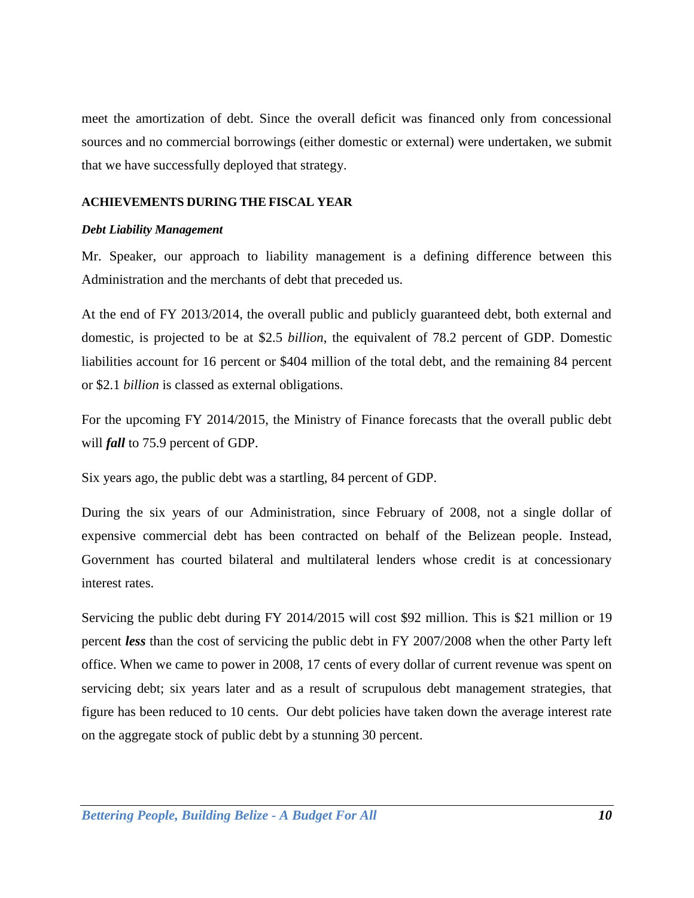meet the amortization of debt. Since the overall deficit was financed only from concessional sources and no commercial borrowings (either domestic or external) were undertaken, we submit that we have successfully deployed that strategy.

## ACHIEVEMENTS DURING THE FISCAL YEAR

### *Debt Liability Management*

Mr. Speaker, our approach to liability management is a defining difference between this Administration and the merchants of debt that preceded us.

At the end of FY 2013/2014, the overall public and publicly guaranteed debt, both external and domestic, is projected to be at $2.5 *billion*, the equivalent of 78.2 percent of GDP. Domestic liabilities account for 16 percent or $404 million of the total debt, and the remaining 84 percent or $2.1 *billion* is classed as external obligations.

For the upcoming FY 2014/2015, the Ministry of Finance forecasts that the overall public debt will ***fall*** to 75.9 percent of GDP.

Six years ago, the public debt was a startling, 84 percent of GDP.

During the six years of our Administration, since February of 2008, not a single dollar of expensive commercial debt has been contracted on behalf of the Belizean people. Instead, Government has courted bilateral and multilateral lenders whose credit is at concessionary interest rates.

Servicing the public debt during FY 2014/2015 will cost $92 million. This is $21 million or 19 percent ***less*** than the cost of servicing the public debt in FY 2007/2008 when the other Party left office. When we came to power in 2008, 17 cents of every dollar of current revenue was spent on servicing debt; six years later and as a result of scrupulous debt management strategies, that figure has been reduced to 10 cents. Our debt policies have taken down the average interest rate on the aggregate stock of public debt by a stunning 30 percent.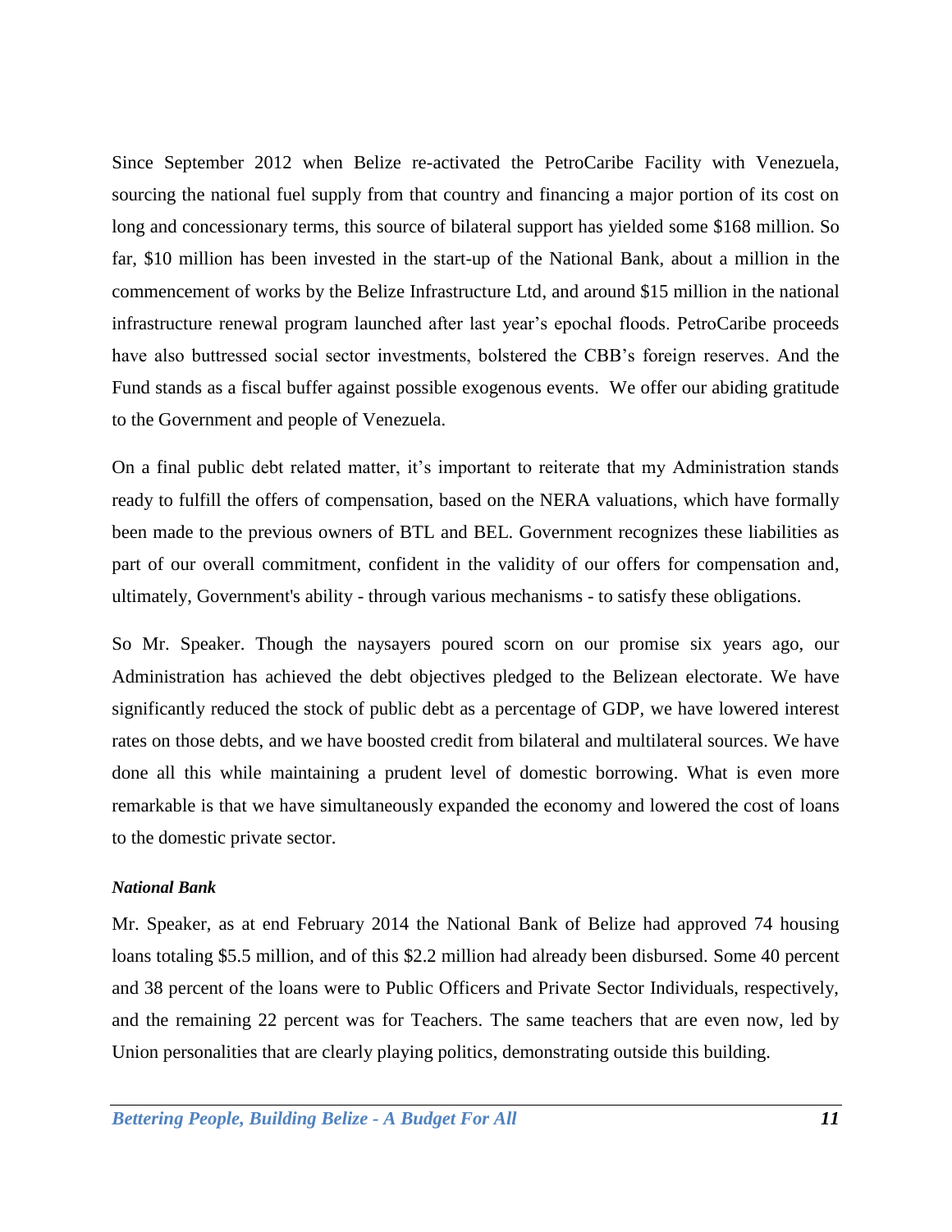Since September 2012 when Belize re-activated the PetroCaribe Facility with Venezuela, sourcing the national fuel supply from that country and financing a major portion of its cost on long and concessionary terms, this source of bilateral support has yielded some $168 million. So far, $10 million has been invested in the start-up of the National Bank, about a million in the commencement of works by the Belize Infrastructure Ltd, and around $15 million in the national infrastructure renewal program launched after last year's epochal floods. PetroCaribe proceeds have also buttressed social sector investments, bolstered the CBB's foreign reserves. And the Fund stands as a fiscal buffer against possible exogenous events. We offer our abiding gratitude to the Government and people of Venezuela.

On a final public debt related matter, it's important to reiterate that my Administration stands ready to fulfill the offers of compensation, based on the NERA valuations, which have formally been made to the previous owners of BTL and BEL. Government recognizes these liabilities as part of our overall commitment, confident in the validity of our offers for compensation and, ultimately, Government's ability - through various mechanisms - to satisfy these obligations.

So Mr. Speaker. Though the naysayers poured scorn on our promise six years ago, our Administration has achieved the debt objectives pledged to the Belizean electorate. We have significantly reduced the stock of public debt as a percentage of GDP, we have lowered interest rates on those debts, and we have boosted credit from bilateral and multilateral sources. We have done all this while maintaining a prudent level of domestic borrowing. What is even more remarkable is that we have simultaneously expanded the economy and lowered the cost of loans to the domestic private sector.

***National Bank***

Mr. Speaker, as at end February 2014 the National Bank of Belize had approved 74 housing loans totaling $5.5 million, and of this $2.2 million had already been disbursed. Some 40 percent and 38 percent of the loans were to Public Officers and Private Sector Individuals, respectively, and the remaining 22 percent was for Teachers. The same teachers that are even now, led by Union personalities that are clearly playing politics, demonstrating outside this building.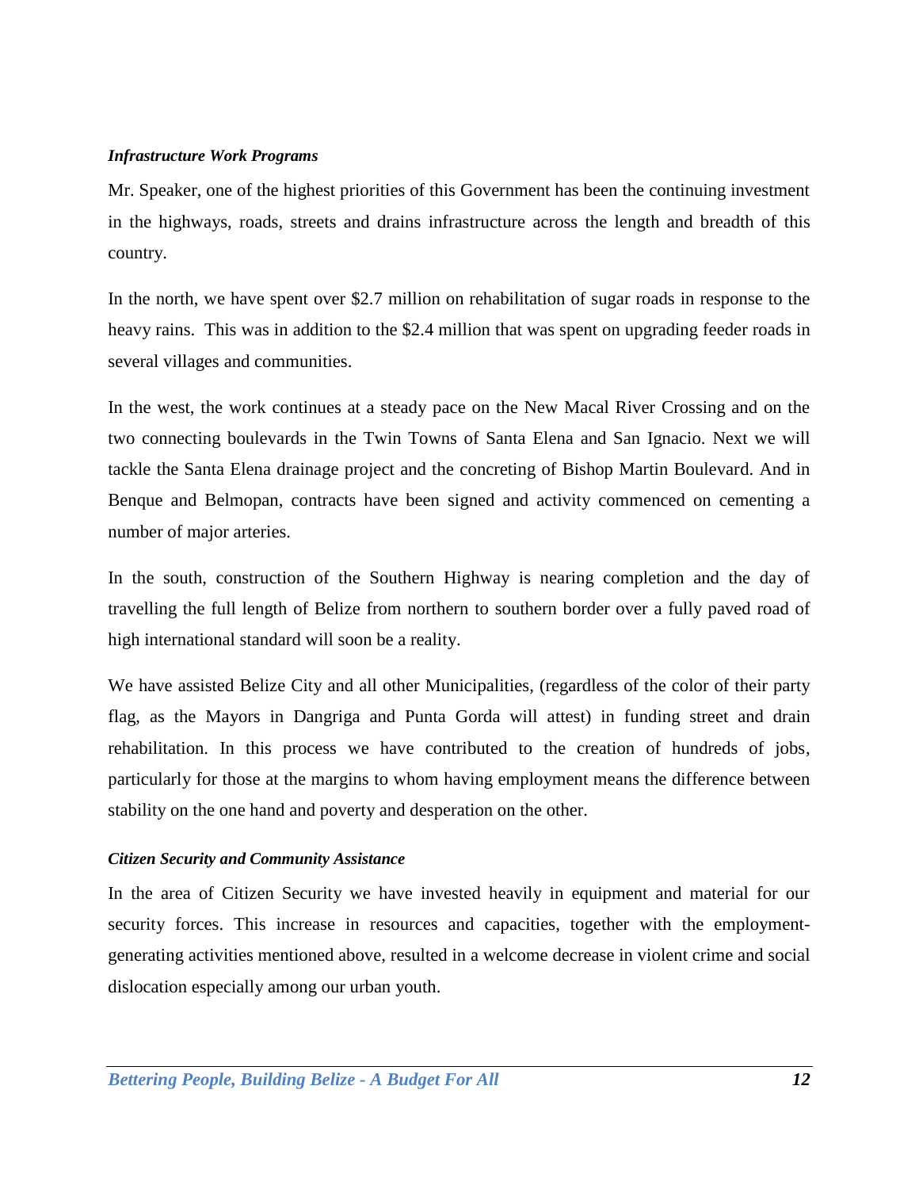***Infrastructure Work Programs***

Mr. Speaker, one of the highest priorities of this Government has been the continuing investment in the highways, roads, streets and drains infrastructure across the length and breadth of this country.

In the north, we have spent over $2.7 million on rehabilitation of sugar roads in response to the heavy rains. This was in addition to the $2.4 million that was spent on upgrading feeder roads in several villages and communities.

In the west, the work continues at a steady pace on the New Macal River Crossing and on the two connecting boulevards in the Twin Towns of Santa Elena and San Ignacio. Next we will tackle the Santa Elena drainage project and the concreting of Bishop Martin Boulevard. And in Benque and Belmopan, contracts have been signed and activity commenced on cementing a number of major arteries.

In the south, construction of the Southern Highway is nearing completion and the day of travelling the full length of Belize from northern to southern border over a fully paved road of high international standard will soon be a reality.

We have assisted Belize City and all other Municipalities, (regardless of the color of their party flag, as the Mayors in Dangriga and Punta Gorda will attest) in funding street and drain rehabilitation. In this process we have contributed to the creation of hundreds of jobs, particularly for those at the margins to whom having employment means the difference between stability on the one hand and poverty and desperation on the other.

***Citizen Security and Community Assistance***

In the area of Citizen Security we have invested heavily in equipment and material for our security forces. This increase in resources and capacities, together with the employment-generating activities mentioned above, resulted in a welcome decrease in violent crime and social dislocation especially among our urban youth.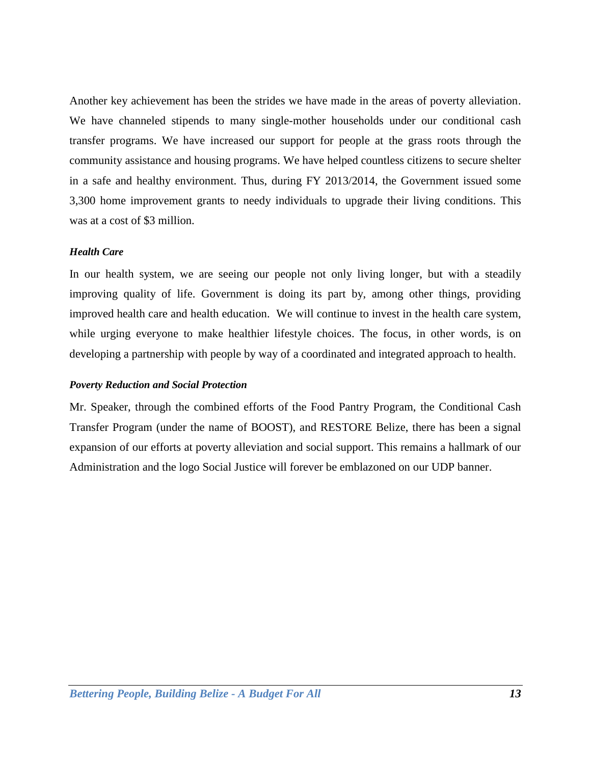Another key achievement has been the strides we have made in the areas of poverty alleviation. We have channeled stipends to many single-mother households under our conditional cash transfer programs. We have increased our support for people at the grass roots through the community assistance and housing programs. We have helped countless citizens to secure shelter in a safe and healthy environment. Thus, during FY 2013/2014, the Government issued some 3,300 home improvement grants to needy individuals to upgrade their living conditions. This was at a cost of $3 million.

***Health Care***

In our health system, we are seeing our people not only living longer, but with a steadily improving quality of life. Government is doing its part by, among other things, providing improved health care and health education. We will continue to invest in the health care system, while urging everyone to make healthier lifestyle choices. The focus, in other words, is on developing a partnership with people by way of a coordinated and integrated approach to health.

***Poverty Reduction and Social Protection***

Mr. Speaker, through the combined efforts of the Food Pantry Program, the Conditional Cash Transfer Program (under the name of BOOST), and RESTORE Belize, there has been a signal expansion of our efforts at poverty alleviation and social support. This remains a hallmark of our Administration and the logo Social Justice will forever be emblazoned on our UDP banner.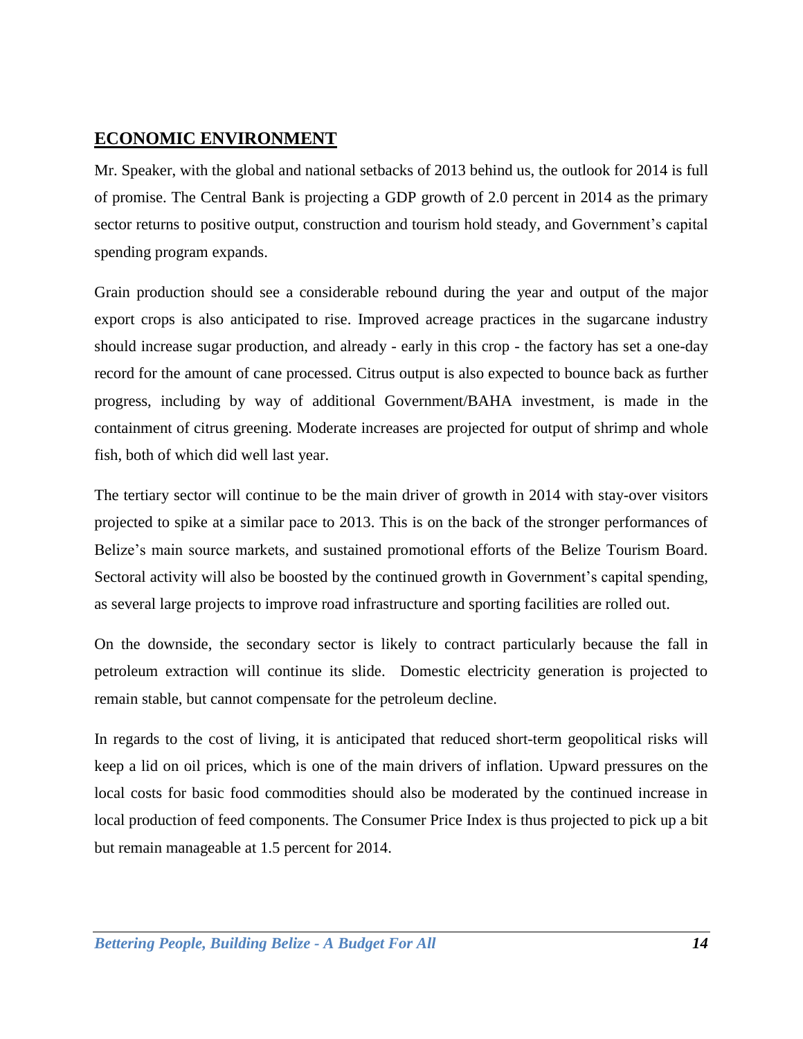## ECONOMIC ENVIRONMENT

Mr. Speaker, with the global and national setbacks of 2013 behind us, the outlook for 2014 is full of promise. The Central Bank is projecting a GDP growth of 2.0 percent in 2014 as the primary sector returns to positive output, construction and tourism hold steady, and Government's capital spending program expands.

Grain production should see a considerable rebound during the year and output of the major export crops is also anticipated to rise. Improved acreage practices in the sugarcane industry should increase sugar production, and already - early in this crop - the factory has set a one-day record for the amount of cane processed. Citrus output is also expected to bounce back as further progress, including by way of additional Government/BAHA investment, is made in the containment of citrus greening. Moderate increases are projected for output of shrimp and whole fish, both of which did well last year.

The tertiary sector will continue to be the main driver of growth in 2014 with stay-over visitors projected to spike at a similar pace to 2013. This is on the back of the stronger performances of Belize's main source markets, and sustained promotional efforts of the Belize Tourism Board. Sectoral activity will also be boosted by the continued growth in Government's capital spending, as several large projects to improve road infrastructure and sporting facilities are rolled out.

On the downside, the secondary sector is likely to contract particularly because the fall in petroleum extraction will continue its slide. Domestic electricity generation is projected to remain stable, but cannot compensate for the petroleum decline.

In regards to the cost of living, it is anticipated that reduced short-term geopolitical risks will keep a lid on oil prices, which is one of the main drivers of inflation. Upward pressures on the local costs for basic food commodities should also be moderated by the continued increase in local production of feed components. The Consumer Price Index is thus projected to pick up a bit but remain manageable at 1.5 percent for 2014.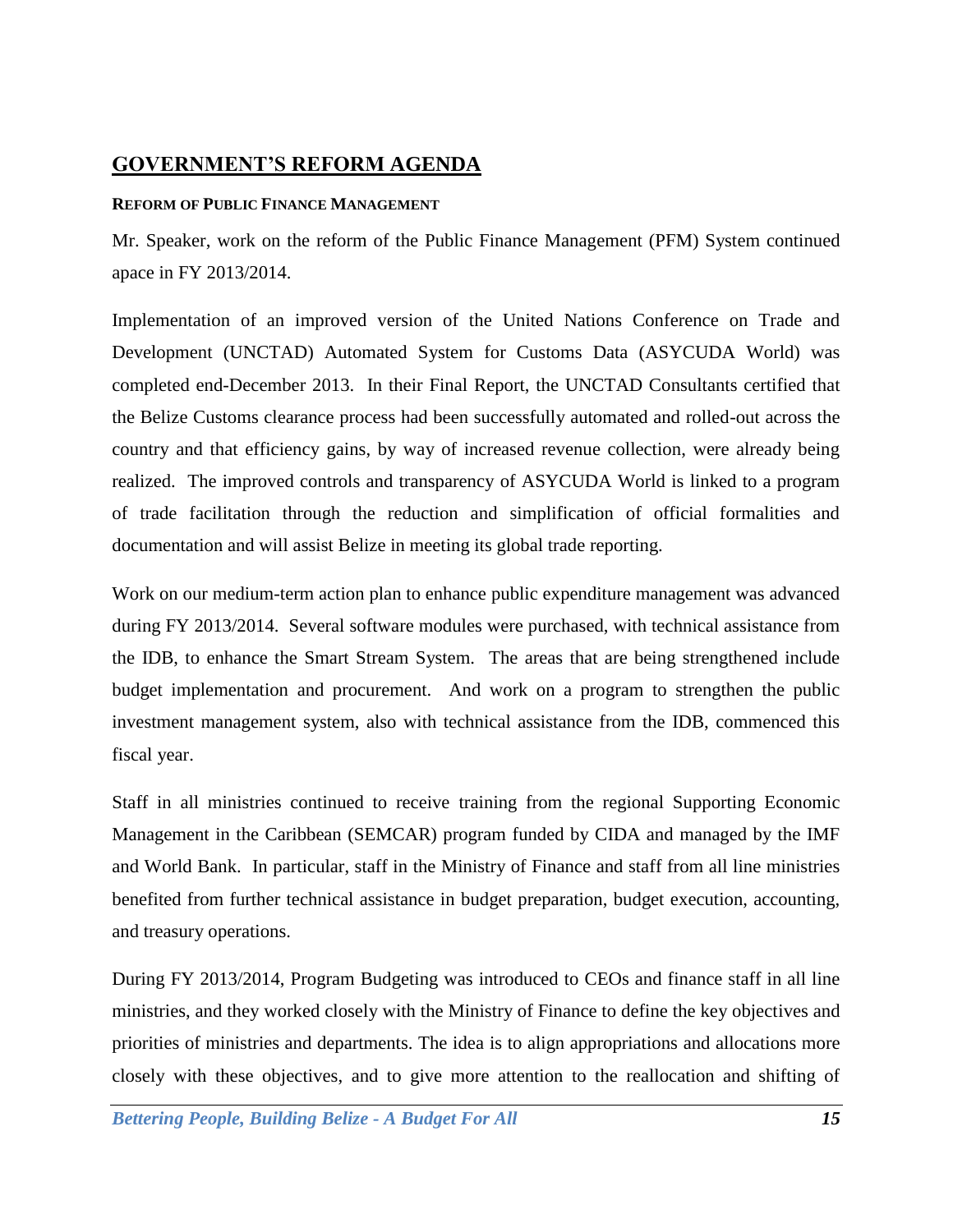## GOVERNMENT'S REFORM AGENDA

### REFORM OF PUBLIC FINANCE MANAGEMENT

Mr. Speaker, work on the reform of the Public Finance Management (PFM) System continued apace in FY 2013/2014.

Implementation of an improved version of the United Nations Conference on Trade and Development (UNCTAD) Automated System for Customs Data (ASYCUDA World) was completed end-December 2013. In their Final Report, the UNCTAD Consultants certified that the Belize Customs clearance process had been successfully automated and rolled-out across the country and that efficiency gains, by way of increased revenue collection, were already being realized. The improved controls and transparency of ASYCUDA World is linked to a program of trade facilitation through the reduction and simplification of official formalities and documentation and will assist Belize in meeting its global trade reporting.

Work on our medium-term action plan to enhance public expenditure management was advanced during FY 2013/2014. Several software modules were purchased, with technical assistance from the IDB, to enhance the Smart Stream System. The areas that are being strengthened include budget implementation and procurement. And work on a program to strengthen the public investment management system, also with technical assistance from the IDB, commenced this fiscal year.

Staff in all ministries continued to receive training from the regional Supporting Economic Management in the Caribbean (SEMCAR) program funded by CIDA and managed by the IMF and World Bank. In particular, staff in the Ministry of Finance and staff from all line ministries benefited from further technical assistance in budget preparation, budget execution, accounting, and treasury operations.

During FY 2013/2014, Program Budgeting was introduced to CEOs and finance staff in all line ministries, and they worked closely with the Ministry of Finance to define the key objectives and priorities of ministries and departments. The idea is to align appropriations and allocations more closely with these objectives, and to give more attention to the reallocation and shifting of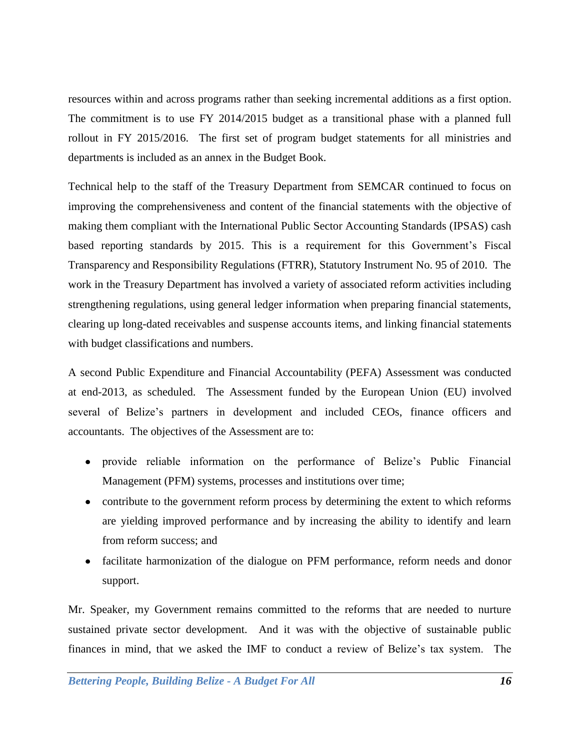resources within and across programs rather than seeking incremental additions as a first option. The commitment is to use FY 2014/2015 budget as a transitional phase with a planned full rollout in FY 2015/2016. The first set of program budget statements for all ministries and departments is included as an annex in the Budget Book.

Technical help to the staff of the Treasury Department from SEMCAR continued to focus on improving the comprehensiveness and content of the financial statements with the objective of making them compliant with the International Public Sector Accounting Standards (IPSAS) cash based reporting standards by 2015. This is a requirement for this Government's Fiscal Transparency and Responsibility Regulations (FTRR), Statutory Instrument No. 95 of 2010. The work in the Treasury Department has involved a variety of associated reform activities including strengthening regulations, using general ledger information when preparing financial statements, clearing up long-dated receivables and suspense accounts items, and linking financial statements with budget classifications and numbers.

A second Public Expenditure and Financial Accountability (PEFA) Assessment was conducted at end-2013, as scheduled. The Assessment funded by the European Union (EU) involved several of Belize's partners in development and included CEOs, finance officers and accountants. The objectives of the Assessment are to:

- provide reliable information on the performance of Belize's Public Financial Management (PFM) systems, processes and institutions over time;
- contribute to the government reform process by determining the extent to which reforms are yielding improved performance and by increasing the ability to identify and learn from reform success; and
- facilitate harmonization of the dialogue on PFM performance, reform needs and donor support.

Mr. Speaker, my Government remains committed to the reforms that are needed to nurture sustained private sector development. And it was with the objective of sustainable public finances in mind, that we asked the IMF to conduct a review of Belize's tax system. The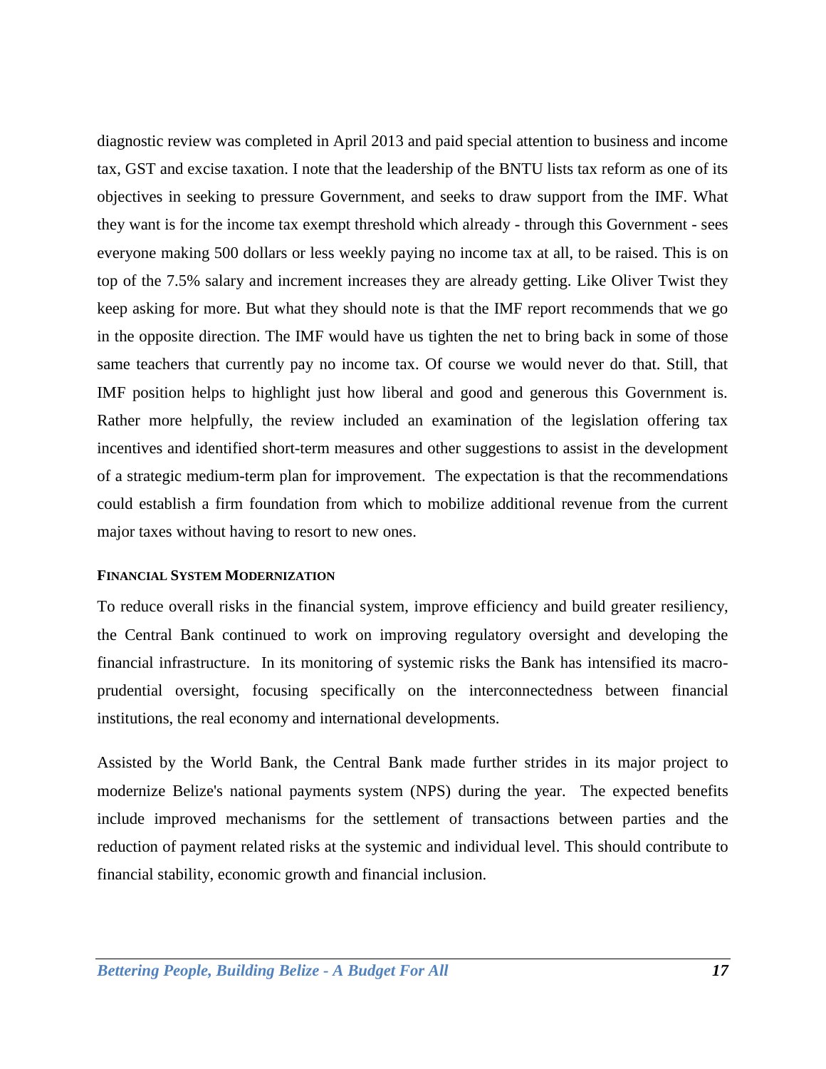diagnostic review was completed in April 2013 and paid special attention to business and income tax, GST and excise taxation. I note that the leadership of the BNTU lists tax reform as one of its objectives in seeking to pressure Government, and seeks to draw support from the IMF. What they want is for the income tax exempt threshold which already - through this Government - sees everyone making 500 dollars or less weekly paying no income tax at all, to be raised. This is on top of the 7.5% salary and increment increases they are already getting. Like Oliver Twist they keep asking for more. But what they should note is that the IMF report recommends that we go in the opposite direction. The IMF would have us tighten the net to bring back in some of those same teachers that currently pay no income tax. Of course we would never do that. Still, that IMF position helps to highlight just how liberal and good and generous this Government is. Rather more helpfully, the review included an examination of the legislation offering tax incentives and identified short-term measures and other suggestions to assist in the development of a strategic medium-term plan for improvement. The expectation is that the recommendations could establish a firm foundation from which to mobilize additional revenue from the current major taxes without having to resort to new ones.

#### FINANCIAL SYSTEM MODERNIZATION

To reduce overall risks in the financial system, improve efficiency and build greater resiliency, the Central Bank continued to work on improving regulatory oversight and developing the financial infrastructure. In its monitoring of systemic risks the Bank has intensified its macro-prudential oversight, focusing specifically on the interconnectedness between financial institutions, the real economy and international developments.

Assisted by the World Bank, the Central Bank made further strides in its major project to modernize Belize's national payments system (NPS) during the year. The expected benefits include improved mechanisms for the settlement of transactions between parties and the reduction of payment related risks at the systemic and individual level. This should contribute to financial stability, economic growth and financial inclusion.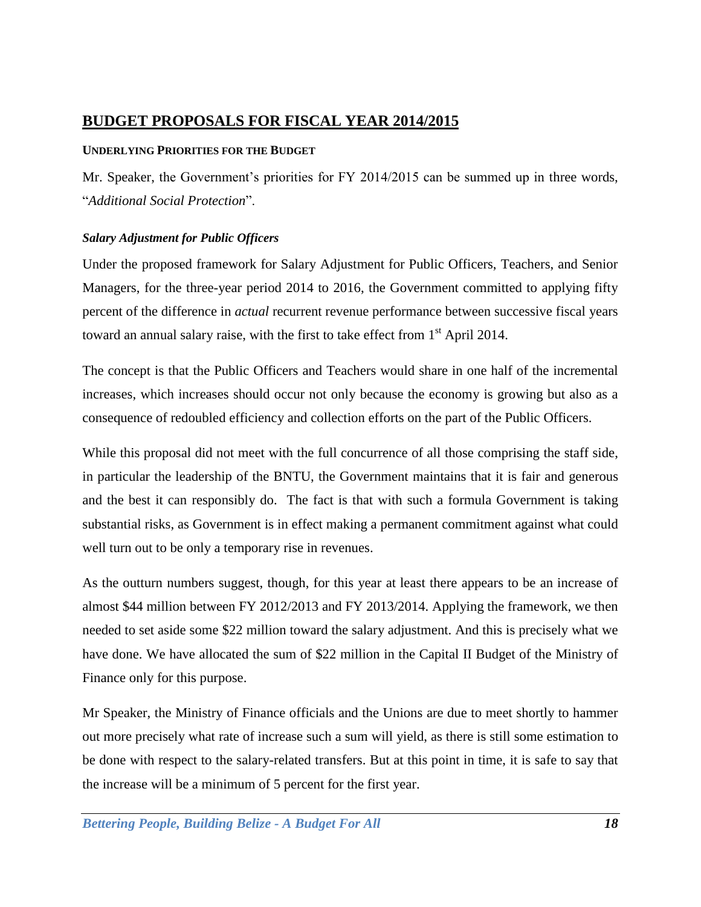## BUDGET PROPOSALS FOR FISCAL YEAR 2014/2015

### UNDERLYING PRIORITIES FOR THE BUDGET

Mr. Speaker, the Government's priorities for FY 2014/2015 can be summed up in three words, "*Additional Social Protection*".

***Salary Adjustment for Public Officers***

Under the proposed framework for Salary Adjustment for Public Officers, Teachers, and Senior Managers, for the three-year period 2014 to 2016, the Government committed to applying fifty percent of the difference in *actual* recurrent revenue performance between successive fiscal years toward an annual salary raise, with the first to take effect from 1st April 2014.

The concept is that the Public Officers and Teachers would share in one half of the incremental increases, which increases should occur not only because the economy is growing but also as a consequence of redoubled efficiency and collection efforts on the part of the Public Officers.

While this proposal did not meet with the full concurrence of all those comprising the staff side, in particular the leadership of the BNTU, the Government maintains that it is fair and generous and the best it can responsibly do. The fact is that with such a formula Government is taking substantial risks, as Government is in effect making a permanent commitment against what could well turn out to be only a temporary rise in revenues.

As the outturn numbers suggest, though, for this year at least there appears to be an increase of almost $44 million between FY 2012/2013 and FY 2013/2014. Applying the framework, we then needed to set aside some $22 million toward the salary adjustment. And this is precisely what we have done. We have allocated the sum of $22 million in the Capital II Budget of the Ministry of Finance only for this purpose.

Mr Speaker, the Ministry of Finance officials and the Unions are due to meet shortly to hammer out more precisely what rate of increase such a sum will yield, as there is still some estimation to be done with respect to the salary-related transfers. But at this point in time, it is safe to say that the increase will be a minimum of 5 percent for the first year.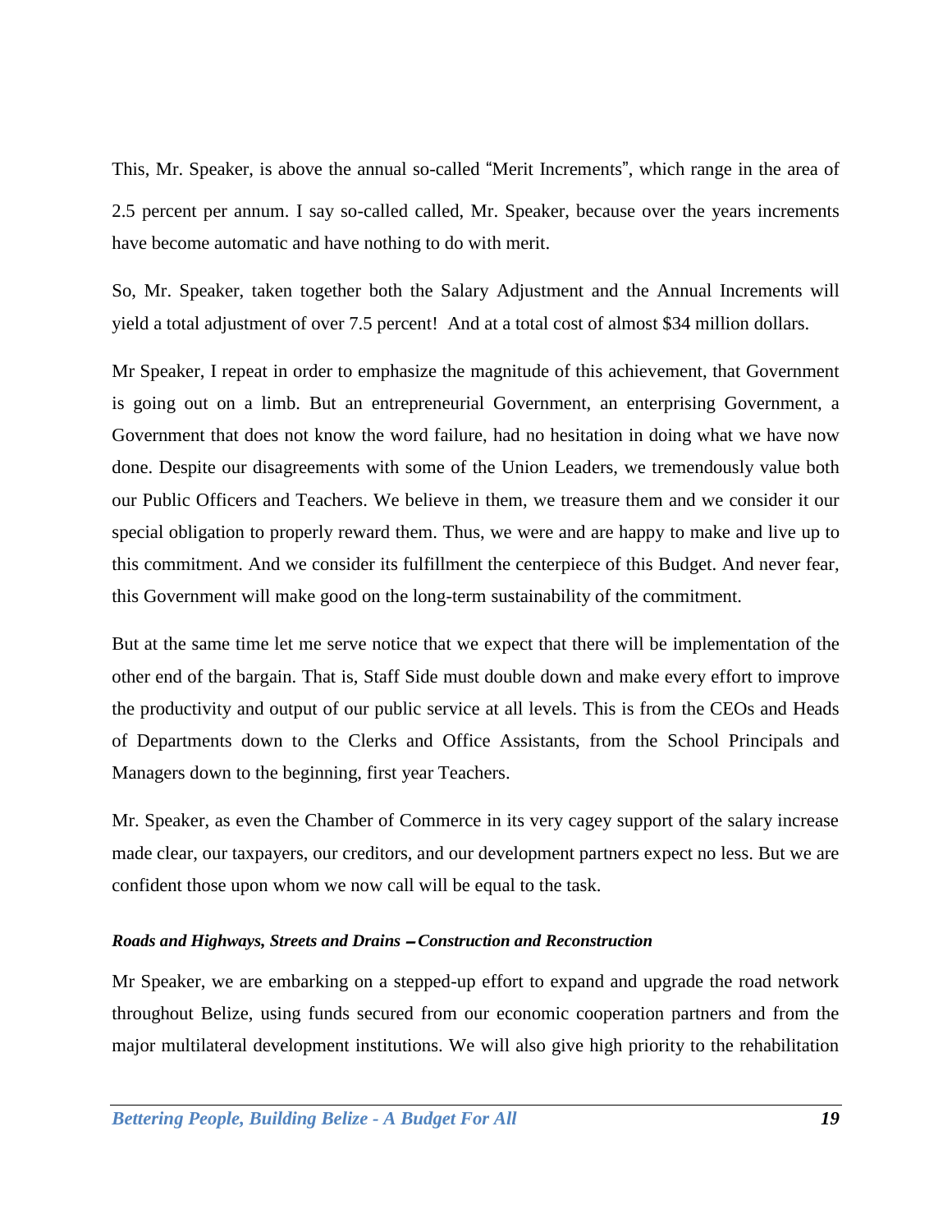This, Mr. Speaker, is above the annual so-called "Merit Increments", which range in the area of 2.5 percent per annum. I say so-called called, Mr. Speaker, because over the years increments have become automatic and have nothing to do with merit.

So, Mr. Speaker, taken together both the Salary Adjustment and the Annual Increments will yield a total adjustment of over 7.5 percent! And at a total cost of almost $34 million dollars.

Mr Speaker, I repeat in order to emphasize the magnitude of this achievement, that Government is going out on a limb. But an entrepreneurial Government, an enterprising Government, a Government that does not know the word failure, had no hesitation in doing what we have now done. Despite our disagreements with some of the Union Leaders, we tremendously value both our Public Officers and Teachers. We believe in them, we treasure them and we consider it our special obligation to properly reward them. Thus, we were and are happy to make and live up to this commitment. And we consider its fulfillment the centerpiece of this Budget. And never fear, this Government will make good on the long-term sustainability of the commitment.

But at the same time let me serve notice that we expect that there will be implementation of the other end of the bargain. That is, Staff Side must double down and make every effort to improve the productivity and output of our public service at all levels. This is from the CEOs and Heads of Departments down to the Clerks and Office Assistants, from the School Principals and Managers down to the beginning, first year Teachers.

Mr. Speaker, as even the Chamber of Commerce in its very cagey support of the salary increase made clear, our taxpayers, our creditors, and our development partners expect no less. But we are confident those upon whom we now call will be equal to the task.

***Roads and Highways, Streets and Drains – Construction and Reconstruction***

Mr Speaker, we are embarking on a stepped-up effort to expand and upgrade the road network throughout Belize, using funds secured from our economic cooperation partners and from the major multilateral development institutions. We will also give high priority to the rehabilitation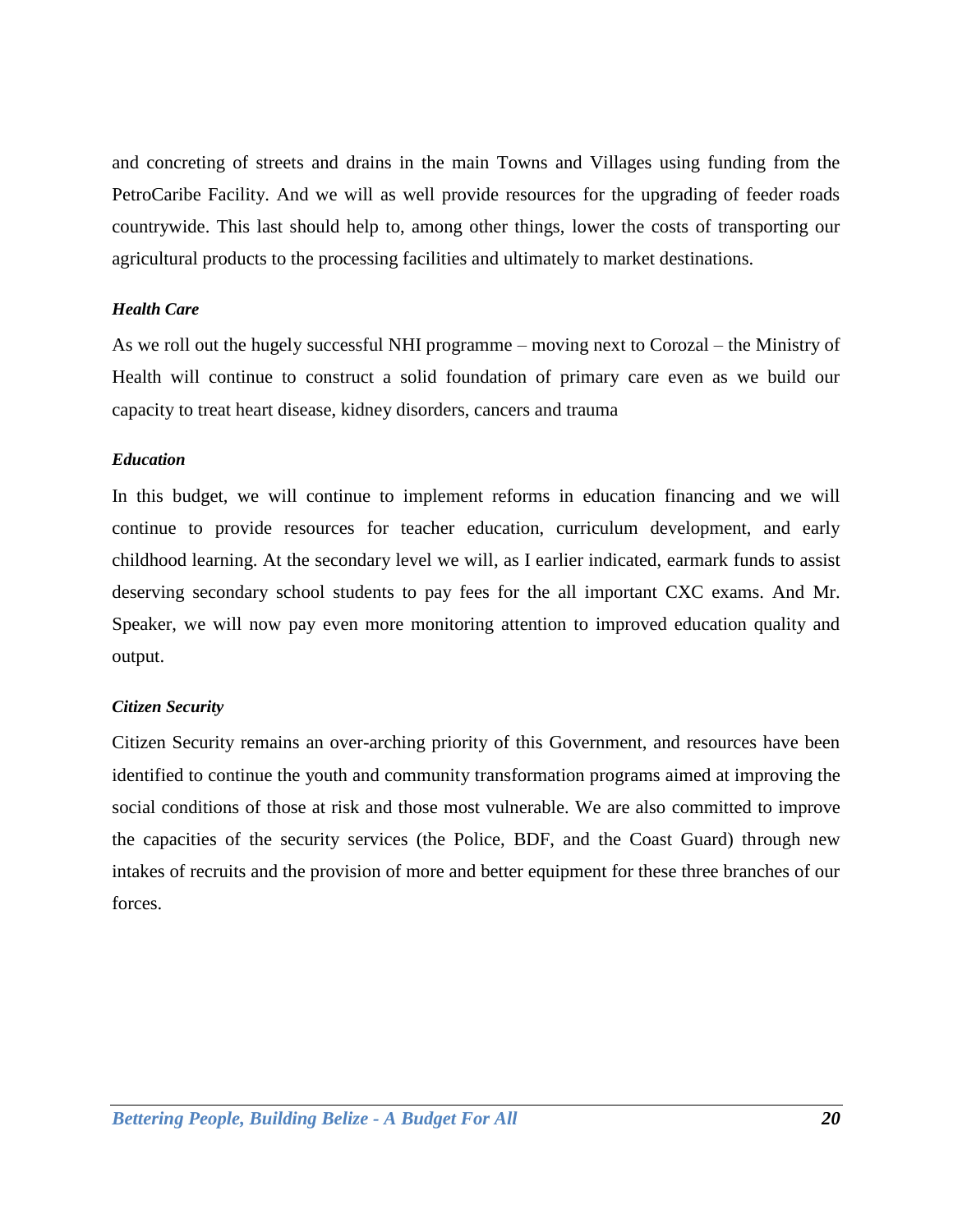and concreting of streets and drains in the main Towns and Villages using funding from the PetroCaribe Facility. And we will as well provide resources for the upgrading of feeder roads countrywide. This last should help to, among other things, lower the costs of transporting our agricultural products to the processing facilities and ultimately to market destinations.

***Health Care***

As we roll out the hugely successful NHI programme – moving next to Corozal – the Ministry of Health will continue to construct a solid foundation of primary care even as we build our capacity to treat heart disease, kidney disorders, cancers and trauma

***Education***

In this budget, we will continue to implement reforms in education financing and we will continue to provide resources for teacher education, curriculum development, and early childhood learning. At the secondary level we will, as I earlier indicated, earmark funds to assist deserving secondary school students to pay fees for the all important CXC exams. And Mr. Speaker, we will now pay even more monitoring attention to improved education quality and output.

***Citizen Security***

Citizen Security remains an over-arching priority of this Government, and resources have been identified to continue the youth and community transformation programs aimed at improving the social conditions of those at risk and those most vulnerable. We are also committed to improve the capacities of the security services (the Police, BDF, and the Coast Guard) through new intakes of recruits and the provision of more and better equipment for these three branches of our forces.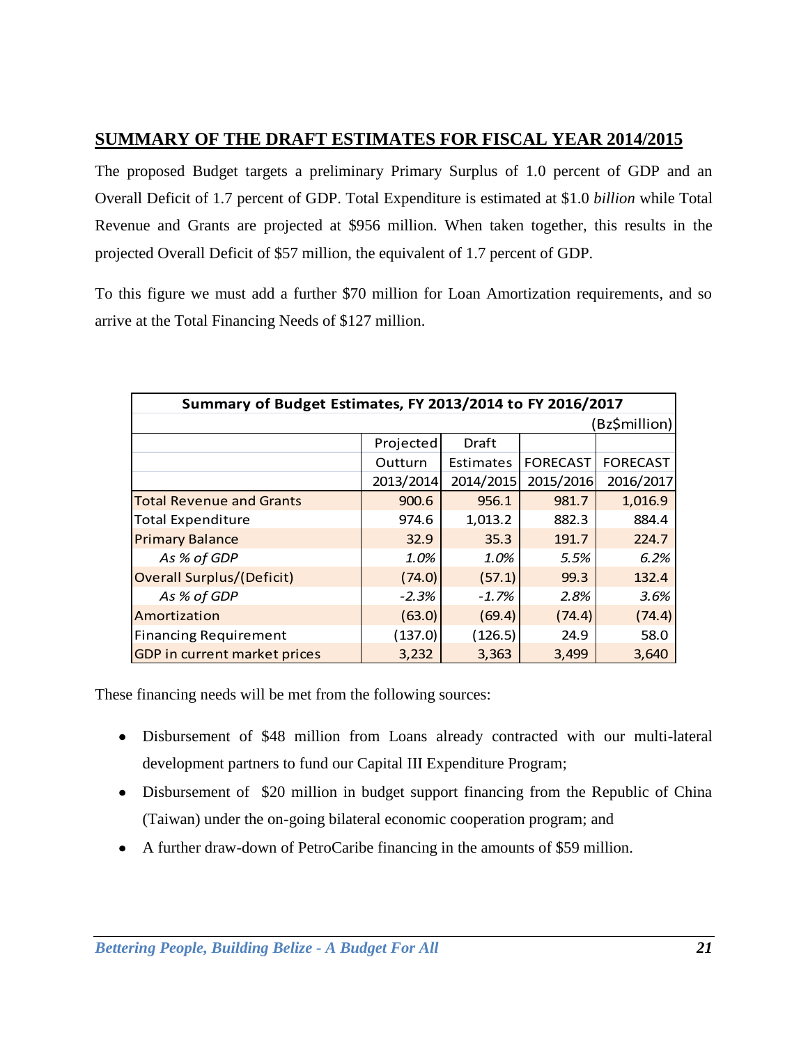## SUMMARY OF THE DRAFT ESTIMATES FOR FISCAL YEAR 2014/2015

The proposed Budget targets a preliminary Primary Surplus of 1.0 percent of GDP and an Overall Deficit of 1.7 percent of GDP. Total Expenditure is estimated at $1.0 *billion* while Total Revenue and Grants are projected at $956 million. When taken together, this results in the projected Overall Deficit of $57 million, the equivalent of 1.7 percent of GDP.

To this figure we must add a further $70 million for Loan Amortization requirements, and so arrive at the Total Financing Needs of $127 million.

| **Summary of Budget Estimates, FY 2013/2014 to FY 2016/2017** | | | | |
|---|---|---|---|---|
| | | | | (Bz$million) |
| | Projected Outturn 2013/2014 | Draft Estimates 2014/2015 | FORECAST 2015/2016 | FORECAST 2016/2017 |
| Total Revenue and Grants | 900.6 | 956.1 | 981.7 | 1,016.9 |
| Total Expenditure | 974.6 | 1,013.2 | 882.3 | 884.4 |
| Primary Balance | 32.9 | 35.3 | 191.7 | 224.7 |
| *As % of GDP* | *1.0%* | *1.0%* | *5.5%* | *6.2%* |
| Overall Surplus/(Deficit) | (74.0) | (57.1) | 99.3 | 132.4 |
| *As % of GDP* | *-2.3%* | *-1.7%* | *2.8%* | *3.6%* |
| Amortization | (63.0) | (69.4) | (74.4) | (74.4) |
| Financing Requirement | (137.0) | (126.5) | 24.9 | 58.0 |
| GDP in current market prices | 3,232 | 3,363 | 3,499 | 3,640 |

These financing needs will be met from the following sources:

- Disbursement of $48 million from Loans already contracted with our multi-lateral development partners to fund our Capital III Expenditure Program;
- Disbursement of $20 million in budget support financing from the Republic of China (Taiwan) under the on-going bilateral economic cooperation program; and
- A further draw-down of PetroCaribe financing in the amounts of $59 million.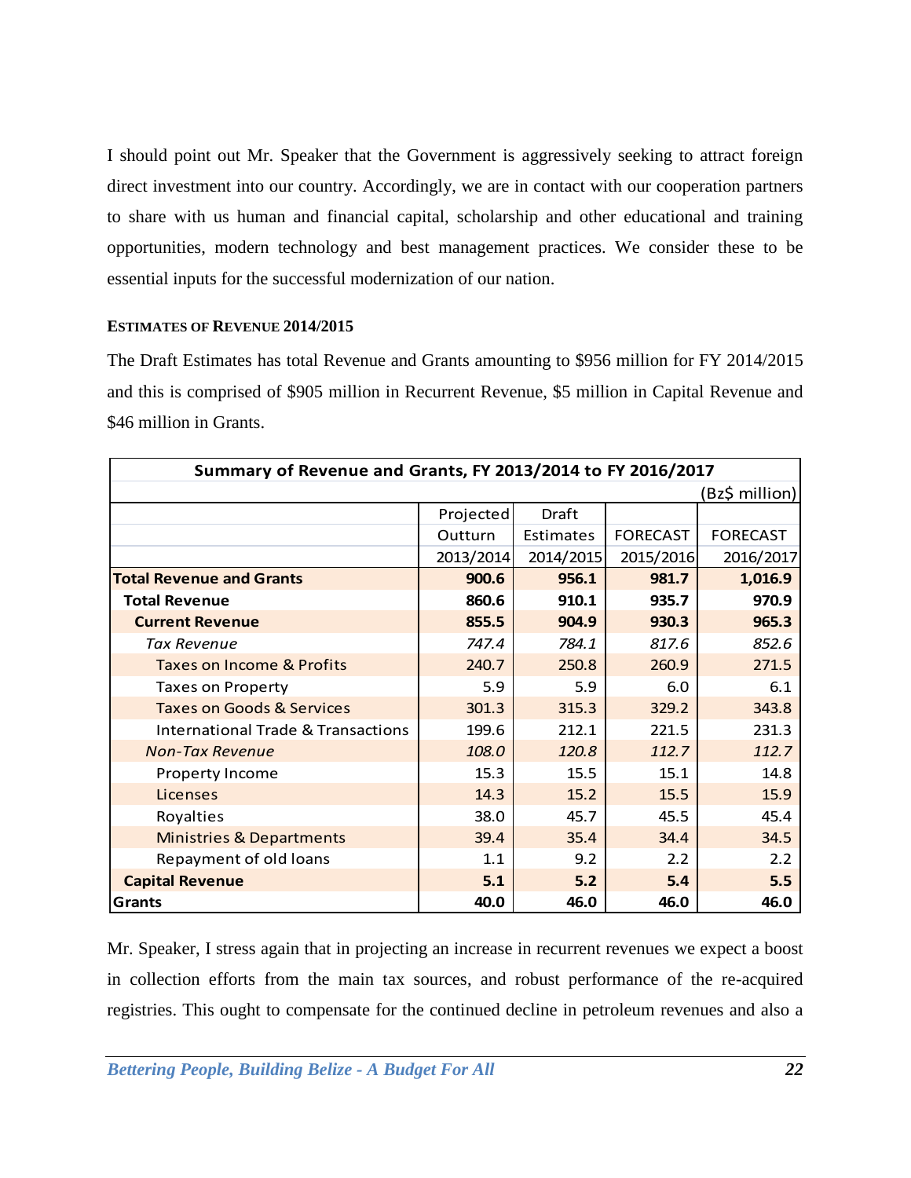I should point out Mr. Speaker that the Government is aggressively seeking to attract foreign direct investment into our country. Accordingly, we are in contact with our cooperation partners to share with us human and financial capital, scholarship and other educational and training opportunities, modern technology and best management practices. We consider these to be essential inputs for the successful modernization of our nation.

### ESTIMATES OF REVENUE 2014/2015

The Draft Estimates has total Revenue and Grants amounting to $956 million for FY 2014/2015 and this is comprised of $905 million in Recurrent Revenue, $5 million in Capital Revenue and $46 million in Grants.

**Summary of Revenue and Grants, FY 2013/2014 to FY 2016/2017**

(Bz$ million)

| | Projected Outturn 2013/2014 | Draft Estimates 2014/2015 | FORECAST 2015/2016 | FORECAST 2016/2017 |
|---|---|---|---|---|
| **Total Revenue and Grants** | **900.6** | **956.1** | **981.7** | **1,016.9** |
| **Total Revenue** | **860.6** | **910.1** | **935.7** | **970.9** |
| **Current Revenue** | **855.5** | **904.9** | **930.3** | **965.3** |
| *Tax Revenue* | *747.4* | *784.1* | *817.6* | *852.6* |
| Taxes on Income & Profits | 240.7 | 250.8 | 260.9 | 271.5 |
| Taxes on Property | 5.9 | 5.9 | 6.0 | 6.1 |
| Taxes on Goods & Services | 301.3 | 315.3 | 329.2 | 343.8 |
| International Trade & Transactions | 199.6 | 212.1 | 221.5 | 231.3 |
| *Non-Tax Revenue* | *108.0* | *120.8* | *112.7* | *112.7* |
| Property Income | 15.3 | 15.5 | 15.1 | 14.8 |
| Licenses | 14.3 | 15.2 | 15.5 | 15.9 |
| Royalties | 38.0 | 45.7 | 45.5 | 45.4 |
| Ministries & Departments | 39.4 | 35.4 | 34.4 | 34.5 |
| Repayment of old loans | 1.1 | 9.2 | 2.2 | 2.2 |
| **Capital Revenue** | **5.1** | **5.2** | **5.4** | **5.5** |
| **Grants** | **40.0** | **46.0** | **46.0** | **46.0** |

Mr. Speaker, I stress again that in projecting an increase in recurrent revenues we expect a boost in collection efforts from the main tax sources, and robust performance of the re-acquired registries. This ought to compensate for the continued decline in petroleum revenues and also a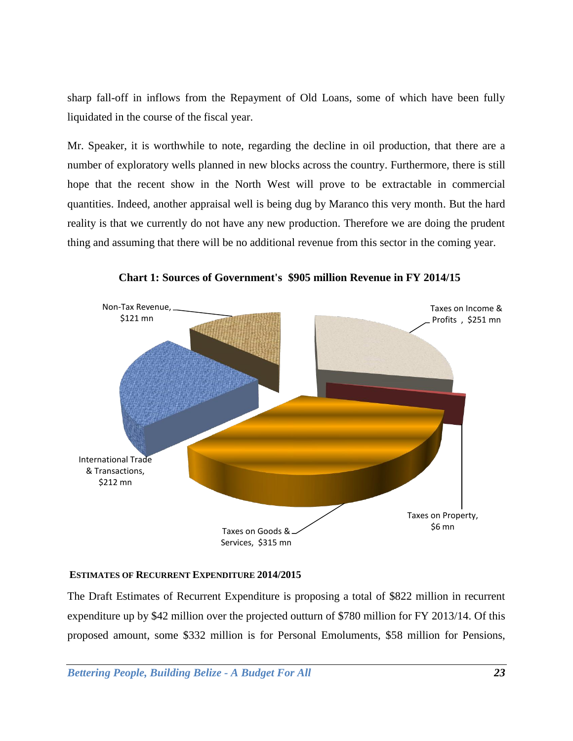sharp fall-off in inflows from the Repayment of Old Loans, some of which have been fully liquidated in the course of the fiscal year.

Mr. Speaker, it is worthwhile to note, regarding the decline in oil production, that there are a number of exploratory wells planned in new blocks across the country. Furthermore, there is still hope that the recent show in the North West will prove to be extractable in commercial quantities. Indeed, another appraisal well is being dug by Maranco this very month. But the hard reality is that we currently do not have any new production. Therefore we are doing the prudent thing and assuming that there will be no additional revenue from this sector in the coming year.

**Chart 1: Sources of Government's $905 million Revenue in FY 2014/15**

| Source | Amount |
|---|---|
| Taxes on Income & Profits | $251 mn |
| Taxes on Property | $6 mn |
| Taxes on Goods & Services | $315 mn |
| International Trade & Transactions | $212 mn |
| Non-Tax Revenue | $121 mn |

**ESTIMATES OF RECURRENT EXPENDITURE 2014/2015**

The Draft Estimates of Recurrent Expenditure is proposing a total of $822 million in recurrent expenditure up by $42 million over the projected outturn of $780 million for FY 2013/14. Of this proposed amount, some $332 million is for Personal Emoluments, $58 million for Pensions,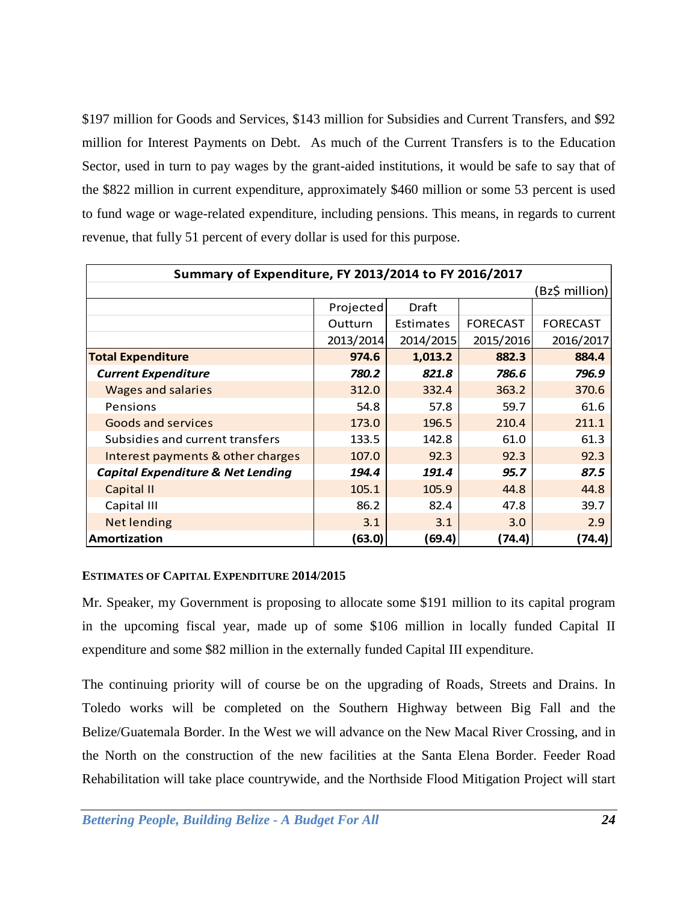$197 million for Goods and Services, $143 million for Subsidies and Current Transfers, and $92 million for Interest Payments on Debt. As much of the Current Transfers is to the Education Sector, used in turn to pay wages by the grant-aided institutions, it would be safe to say that of the $822 million in current expenditure, approximately $460 million or some 53 percent is used to fund wage or wage-related expenditure, including pensions. This means, in regards to current revenue, that fully 51 percent of every dollar is used for this purpose.

| **Summary of Expenditure, FY 2013/2014 to FY 2016/2017** | | | | |
|---|---|---|---|---|
| | | | | (Bz$ million) |
| | Projected Outturn 2013/2014 | Draft Estimates 2014/2015 | FORECAST 2015/2016 | FORECAST 2016/2017 |
| **Total Expenditure** | **974.6** | **1,013.2** | **882.3** | **884.4** |
| ***Current Expenditure*** | ***780.2*** | ***821.8*** | ***786.6*** | ***796.9*** |
| Wages and salaries | 312.0 | 332.4 | 363.2 | 370.6 |
| Pensions | 54.8 | 57.8 | 59.7 | 61.6 |
| Goods and services | 173.0 | 196.5 | 210.4 | 211.1 |
| Subsidies and current transfers | 133.5 | 142.8 | 61.0 | 61.3 |
| Interest payments & other charges | 107.0 | 92.3 | 92.3 | 92.3 |
| ***Capital Expenditure & Net Lending*** | ***194.4*** | ***191.4*** | ***95.7*** | ***87.5*** |
| Capital II | 105.1 | 105.9 | 44.8 | 44.8 |
| Capital III | 86.2 | 82.4 | 47.8 | 39.7 |
| Net lending | 3.1 | 3.1 | 3.0 | 2.9 |
| **Amortization** | **(63.0)** | **(69.4)** | **(74.4)** | **(74.4)** |

#### ESTIMATES OF CAPITAL EXPENDITURE 2014/2015

Mr. Speaker, my Government is proposing to allocate some $191 million to its capital program in the upcoming fiscal year, made up of some $106 million in locally funded Capital II expenditure and some $82 million in the externally funded Capital III expenditure.

The continuing priority will of course be on the upgrading of Roads, Streets and Drains. In Toledo works will be completed on the Southern Highway between Big Fall and the Belize/Guatemala Border. In the West we will advance on the New Macal River Crossing, and in the North on the construction of the new facilities at the Santa Elena Border. Feeder Road Rehabilitation will take place countrywide, and the Northside Flood Mitigation Project will start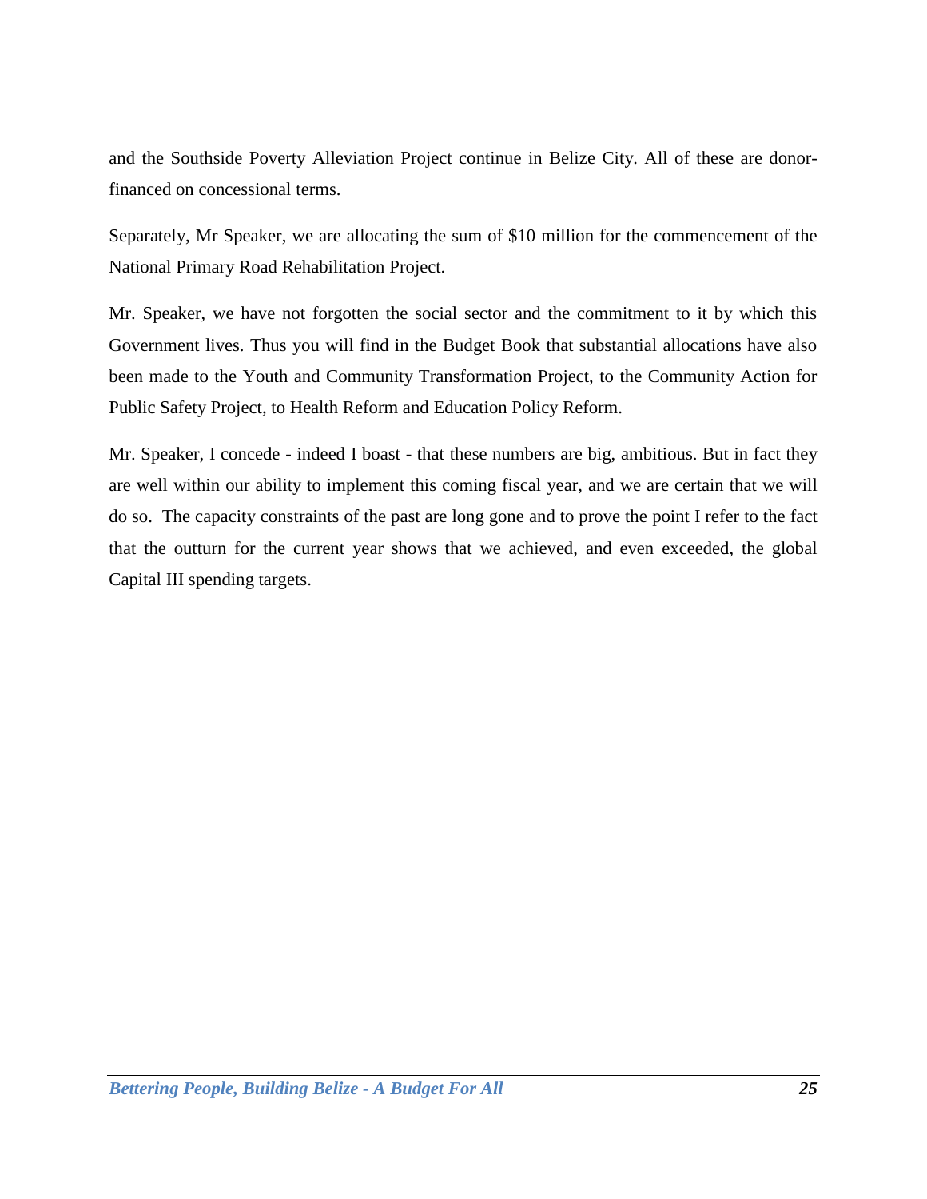and the Southside Poverty Alleviation Project continue in Belize City. All of these are donor-financed on concessional terms.

Separately, Mr Speaker, we are allocating the sum of $10 million for the commencement of the National Primary Road Rehabilitation Project.

Mr. Speaker, we have not forgotten the social sector and the commitment to it by which this Government lives. Thus you will find in the Budget Book that substantial allocations have also been made to the Youth and Community Transformation Project, to the Community Action for Public Safety Project, to Health Reform and Education Policy Reform.

Mr. Speaker, I concede - indeed I boast - that these numbers are big, ambitious. But in fact they are well within our ability to implement this coming fiscal year, and we are certain that we will do so. The capacity constraints of the past are long gone and to prove the point I refer to the fact that the outturn for the current year shows that we achieved, and even exceeded, the global Capital III spending targets.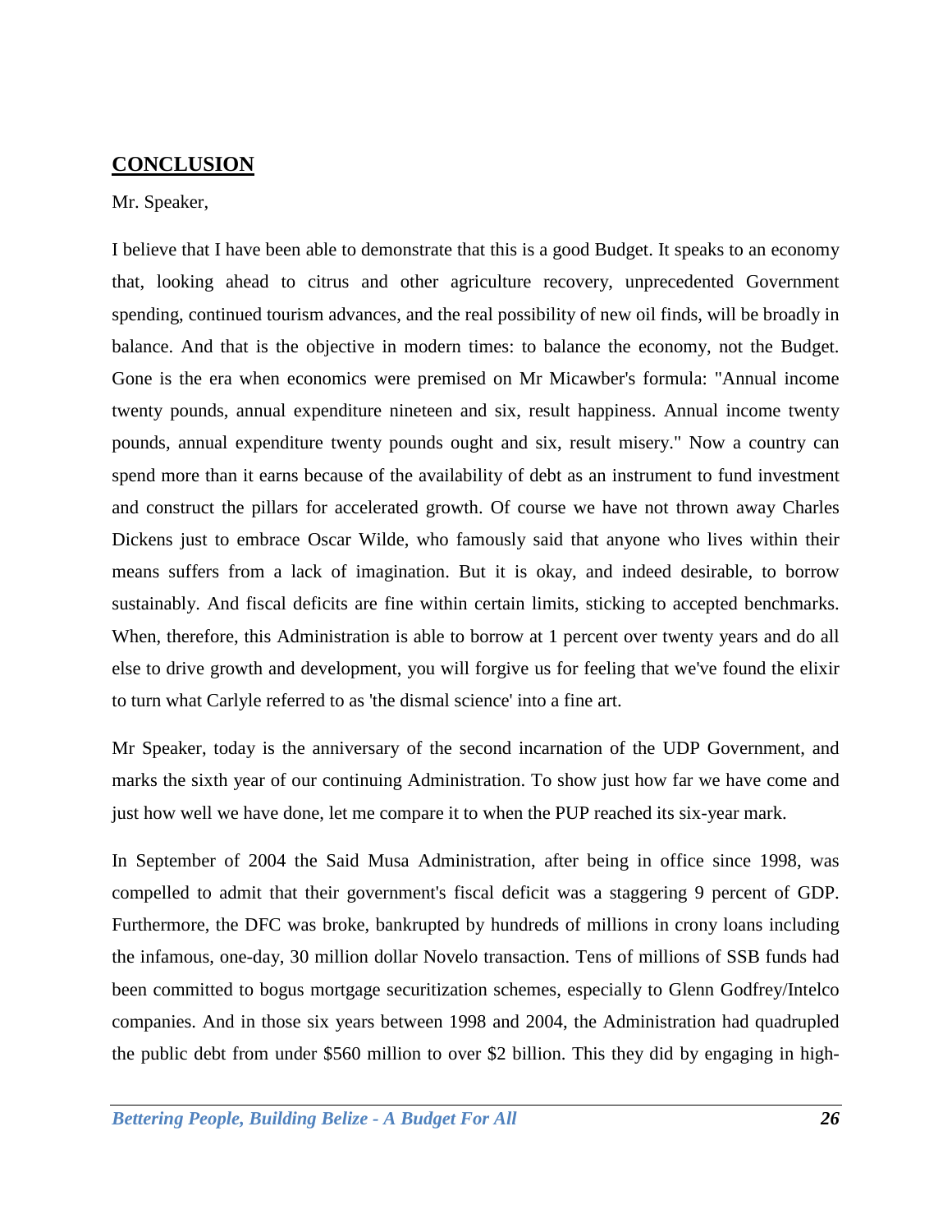## CONCLUSION

Mr. Speaker,

I believe that I have been able to demonstrate that this is a good Budget. It speaks to an economy that, looking ahead to citrus and other agriculture recovery, unprecedented Government spending, continued tourism advances, and the real possibility of new oil finds, will be broadly in balance. And that is the objective in modern times: to balance the economy, not the Budget. Gone is the era when economics were premised on Mr Micawber's formula: "Annual income twenty pounds, annual expenditure nineteen and six, result happiness. Annual income twenty pounds, annual expenditure twenty pounds ought and six, result misery." Now a country can spend more than it earns because of the availability of debt as an instrument to fund investment and construct the pillars for accelerated growth. Of course we have not thrown away Charles Dickens just to embrace Oscar Wilde, who famously said that anyone who lives within their means suffers from a lack of imagination. But it is okay, and indeed desirable, to borrow sustainably. And fiscal deficits are fine within certain limits, sticking to accepted benchmarks. When, therefore, this Administration is able to borrow at 1 percent over twenty years and do all else to drive growth and development, you will forgive us for feeling that we've found the elixir to turn what Carlyle referred to as 'the dismal science' into a fine art.

Mr Speaker, today is the anniversary of the second incarnation of the UDP Government, and marks the sixth year of our continuing Administration. To show just how far we have come and just how well we have done, let me compare it to when the PUP reached its six-year mark.

In September of 2004 the Said Musa Administration, after being in office since 1998, was compelled to admit that their government's fiscal deficit was a staggering 9 percent of GDP. Furthermore, the DFC was broke, bankrupted by hundreds of millions in crony loans including the infamous, one-day, 30 million dollar Novelo transaction. Tens of millions of SSB funds had been committed to bogus mortgage securitization schemes, especially to Glenn Godfrey/Intelco companies. And in those six years between 1998 and 2004, the Administration had quadrupled the public debt from under $560 million to over $2 billion. This they did by engaging in high-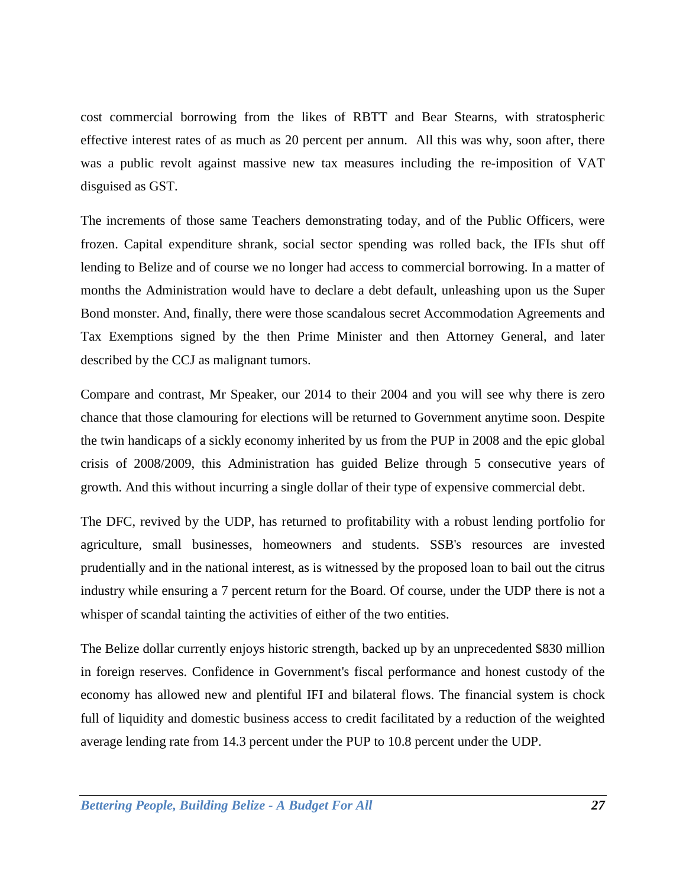cost commercial borrowing from the likes of RBTT and Bear Stearns, with stratospheric effective interest rates of as much as 20 percent per annum. All this was why, soon after, there was a public revolt against massive new tax measures including the re-imposition of VAT disguised as GST.

The increments of those same Teachers demonstrating today, and of the Public Officers, were frozen. Capital expenditure shrank, social sector spending was rolled back, the IFIs shut off lending to Belize and of course we no longer had access to commercial borrowing. In a matter of months the Administration would have to declare a debt default, unleashing upon us the Super Bond monster. And, finally, there were those scandalous secret Accommodation Agreements and Tax Exemptions signed by the then Prime Minister and then Attorney General, and later described by the CCJ as malignant tumors.

Compare and contrast, Mr Speaker, our 2014 to their 2004 and you will see why there is zero chance that those clamouring for elections will be returned to Government anytime soon. Despite the twin handicaps of a sickly economy inherited by us from the PUP in 2008 and the epic global crisis of 2008/2009, this Administration has guided Belize through 5 consecutive years of growth. And this without incurring a single dollar of their type of expensive commercial debt.

The DFC, revived by the UDP, has returned to profitability with a robust lending portfolio for agriculture, small businesses, homeowners and students. SSB's resources are invested prudentially and in the national interest, as is witnessed by the proposed loan to bail out the citrus industry while ensuring a 7 percent return for the Board. Of course, under the UDP there is not a whisper of scandal tainting the activities of either of the two entities.

The Belize dollar currently enjoys historic strength, backed up by an unprecedented $830 million in foreign reserves. Confidence in Government's fiscal performance and honest custody of the economy has allowed new and plentiful IFI and bilateral flows. The financial system is chock full of liquidity and domestic business access to credit facilitated by a reduction of the weighted average lending rate from 14.3 percent under the PUP to 10.8 percent under the UDP.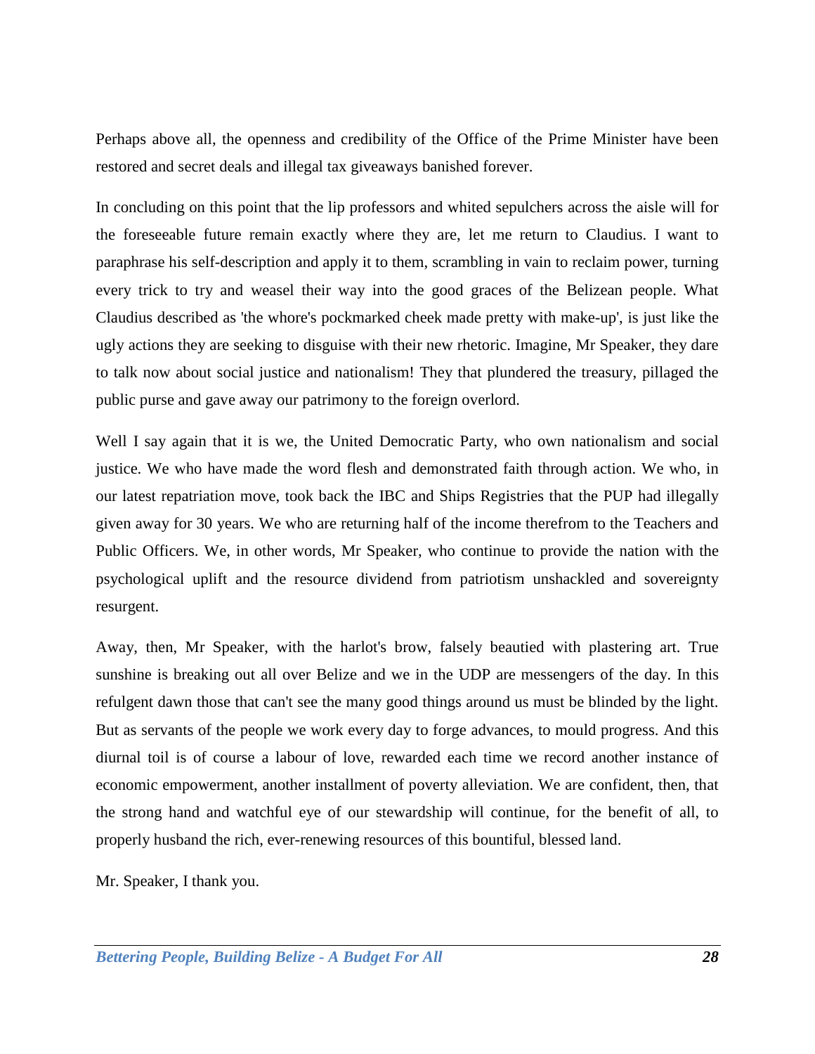Perhaps above all, the openness and credibility of the Office of the Prime Minister have been restored and secret deals and illegal tax giveaways banished forever.

In concluding on this point that the lip professors and whited sepulchers across the aisle will for the foreseeable future remain exactly where they are, let me return to Claudius. I want to paraphrase his self-description and apply it to them, scrambling in vain to reclaim power, turning every trick to try and weasel their way into the good graces of the Belizean people. What Claudius described as 'the whore's pockmarked cheek made pretty with make-up', is just like the ugly actions they are seeking to disguise with their new rhetoric. Imagine, Mr Speaker, they dare to talk now about social justice and nationalism! They that plundered the treasury, pillaged the public purse and gave away our patrimony to the foreign overlord.

Well I say again that it is we, the United Democratic Party, who own nationalism and social justice. We who have made the word flesh and demonstrated faith through action. We who, in our latest repatriation move, took back the IBC and Ships Registries that the PUP had illegally given away for 30 years. We who are returning half of the income therefrom to the Teachers and Public Officers. We, in other words, Mr Speaker, who continue to provide the nation with the psychological uplift and the resource dividend from patriotism unshackled and sovereignty resurgent.

Away, then, Mr Speaker, with the harlot's brow, falsely beautied with plastering art. True sunshine is breaking out all over Belize and we in the UDP are messengers of the day. In this refulgent dawn those that can't see the many good things around us must be blinded by the light. But as servants of the people we work every day to forge advances, to mould progress. And this diurnal toil is of course a labour of love, rewarded each time we record another instance of economic empowerment, another installment of poverty alleviation. We are confident, then, that the strong hand and watchful eye of our stewardship will continue, for the benefit of all, to properly husband the rich, ever-renewing resources of this bountiful, blessed land.

Mr. Speaker, I thank you.